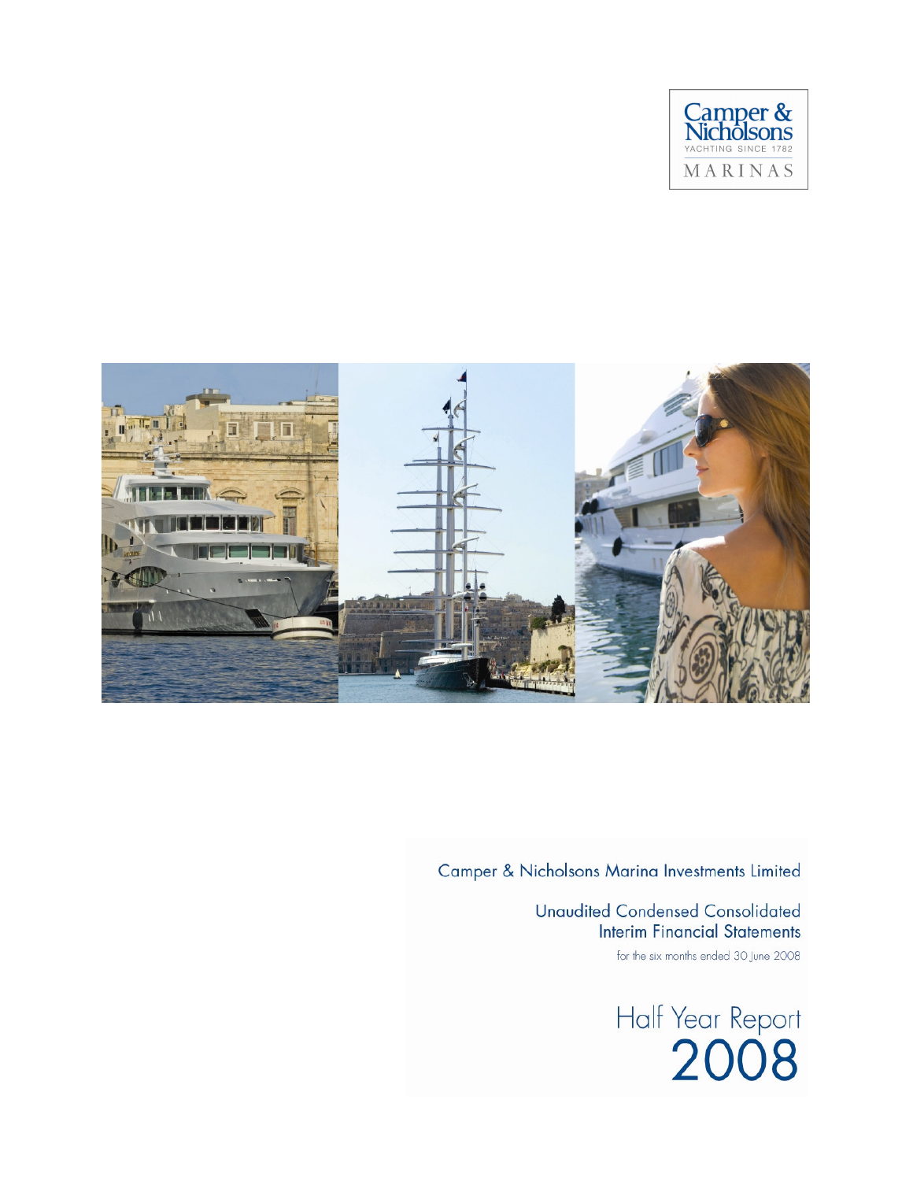Camper & Nicholsons
YACHTING SINCE 1782
MARINAS

Camper & Nicholsons Marina Investments Limited

# Unaudited Condensed Consolidated Interim Financial Statements

for the six months ended 30 June 2008

## Half Year Report 2008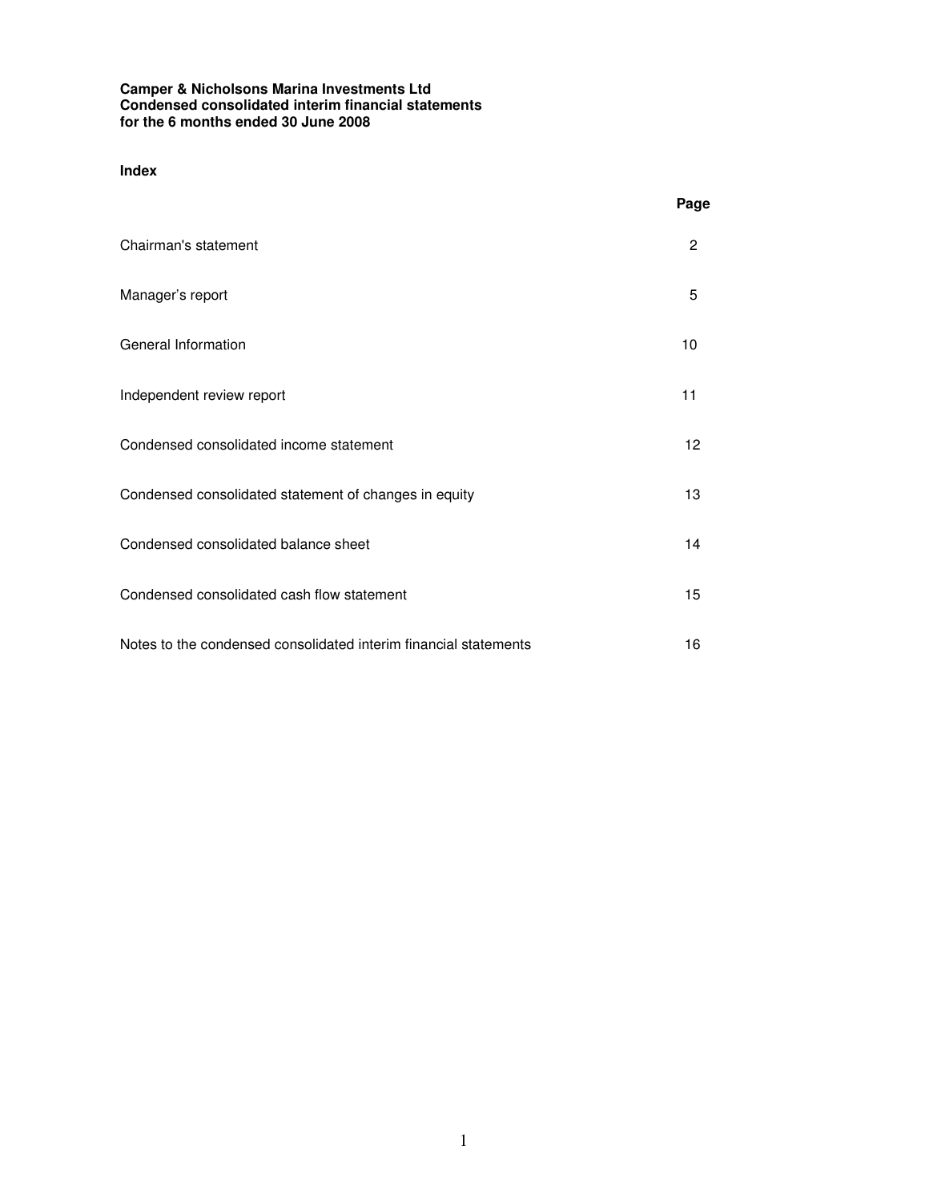**Camper & Nicholsons Marina Investments Ltd**
**Condensed consolidated interim financial statements**
**for the 6 months ended 30 June 2008**

**Index**

| | Page |
|---|---|
| Chairman's statement | 2 |
| Manager's report | 5 |
| General Information | 10 |
| Independent review report | 11 |
| Condensed consolidated income statement | 12 |
| Condensed consolidated statement of changes in equity | 13 |
| Condensed consolidated balance sheet | 14 |
| Condensed consolidated cash flow statement | 15 |
| Notes to the condensed consolidated interim financial statements | 16 |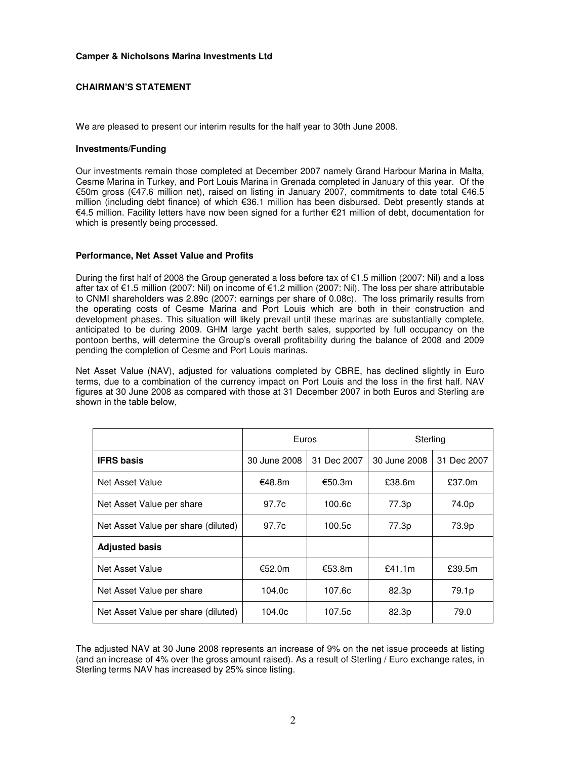**Camper & Nicholsons Marina Investments Ltd**

**CHAIRMAN'S STATEMENT**

We are pleased to present our interim results for the half year to 30th June 2008.

**Investments/Funding**

Our investments remain those completed at December 2007 namely Grand Harbour Marina in Malta, Cesme Marina in Turkey, and Port Louis Marina in Grenada completed in January of this year. Of the €50m gross (€47.6 million net), raised on listing in January 2007, commitments to date total €46.5 million (including debt finance) of which €36.1 million has been disbursed. Debt presently stands at €4.5 million. Facility letters have now been signed for a further €21 million of debt, documentation for which is presently being processed.

**Performance, Net Asset Value and Profits**

During the first half of 2008 the Group generated a loss before tax of €1.5 million (2007: Nil) and a loss after tax of €1.5 million (2007: Nil) on income of €1.2 million (2007: Nil). The loss per share attributable to CNMI shareholders was 2.89c (2007: earnings per share of 0.08c). The loss primarily results from the operating costs of Cesme Marina and Port Louis which are both in their construction and development phases. This situation will likely prevail until these marinas are substantially complete, anticipated to be during 2009. GHM large yacht berth sales, supported by full occupancy on the pontoon berths, will determine the Group's overall profitability during the balance of 2008 and 2009 pending the completion of Cesme and Port Louis marinas.

Net Asset Value (NAV), adjusted for valuations completed by CBRE, has declined slightly in Euro terms, due to a combination of the currency impact on Port Louis and the loss in the first half. NAV figures at 30 June 2008 as compared with those at 31 December 2007 in both Euros and Sterling are shown in the table below,

| | Euros | | Sterling | |
|---|---|---|---|---|
| **IFRS basis** | 30 June 2008 | 31 Dec 2007 | 30 June 2008 | 31 Dec 2007 |
| Net Asset Value | €48.8m | €50.3m | £38.6m | £37.0m |
| Net Asset Value per share | 97.7c | 100.6c | 77.3p | 74.0p |
| Net Asset Value per share (diluted) | 97.7c | 100.5c | 77.3p | 73.9p |
| **Adjusted basis** | | | | |
| Net Asset Value | €52.0m | €53.8m | £41.1m | £39.5m |
| Net Asset Value per share | 104.0c | 107.6c | 82.3p | 79.1p |
| Net Asset Value per share (diluted) | 104.0c | 107.5c | 82.3p | 79.0 |

The adjusted NAV at 30 June 2008 represents an increase of 9% on the net issue proceeds at listing (and an increase of 4% over the gross amount raised). As a result of Sterling / Euro exchange rates, in Sterling terms NAV has increased by 25% since listing.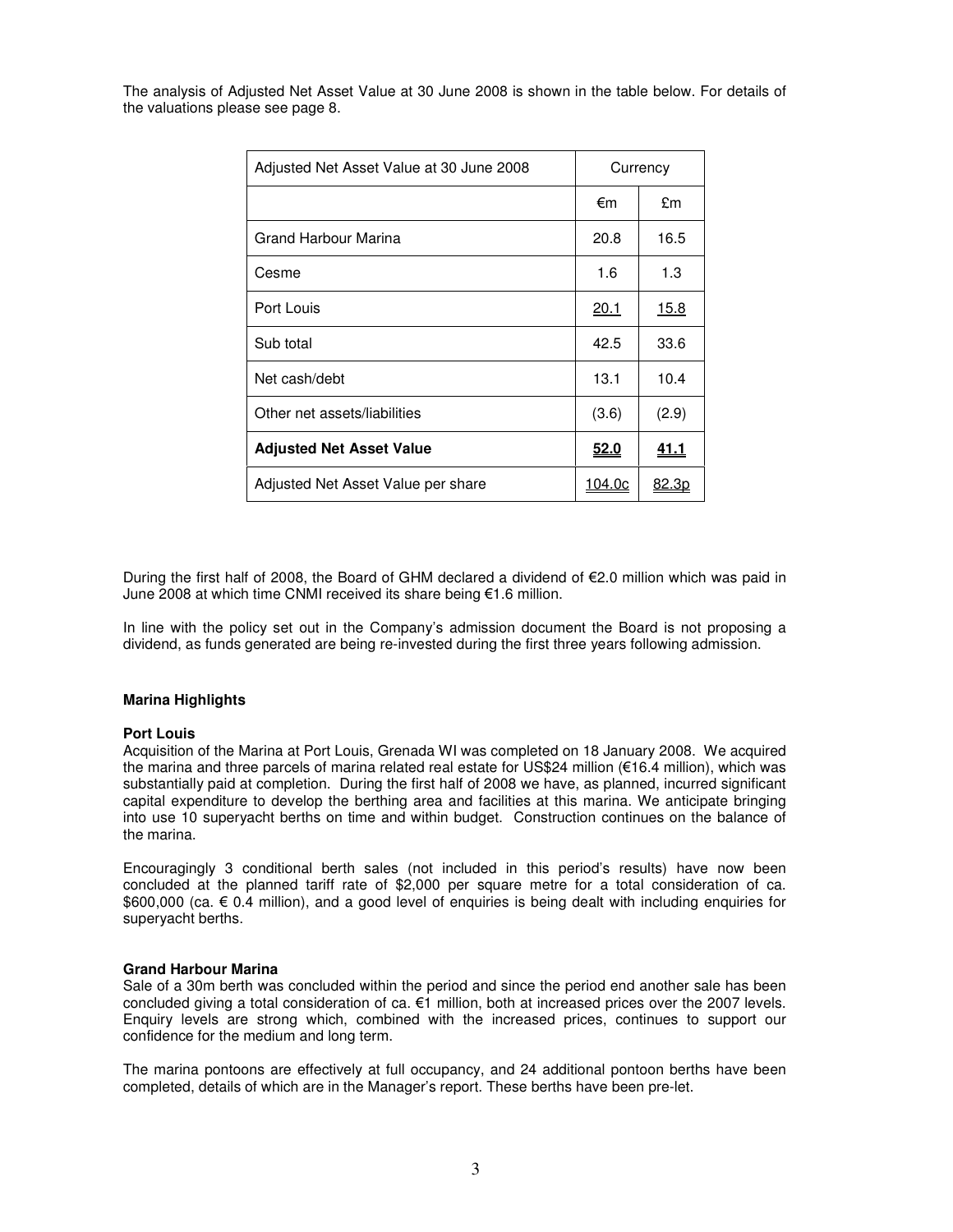The analysis of Adjusted Net Asset Value at 30 June 2008 is shown in the table below. For details of the valuations please see page 8.

| Adjusted Net Asset Value at 30 June 2008 | Currency | |
|---|---|---|
| | €m | £m |
| Grand Harbour Marina | 20.8 | 16.5 |
| Cesme | 1.6 | 1.3 |
| Port Louis | 20.1 | 15.8 |
| Sub total | 42.5 | 33.6 |
| Net cash/debt | 13.1 | 10.4 |
| Other net assets/liabilities | (3.6) | (2.9) |
| **Adjusted Net Asset Value** | **52.0** | **41.1** |
| Adjusted Net Asset Value per share | 104.0c | 82.3p |

During the first half of 2008, the Board of GHM declared a dividend of €2.0 million which was paid in June 2008 at which time CNMI received its share being €1.6 million.

In line with the policy set out in the Company's admission document the Board is not proposing a dividend, as funds generated are being re-invested during the first three years following admission.

**Marina Highlights**

**Port Louis**

Acquisition of the Marina at Port Louis, Grenada WI was completed on 18 January 2008. We acquired the marina and three parcels of marina related real estate for US$24 million (€16.4 million), which was substantially paid at completion. During the first half of 2008 we have, as planned, incurred significant capital expenditure to develop the berthing area and facilities at this marina. We anticipate bringing into use 10 superyacht berths on time and within budget. Construction continues on the balance of the marina.

Encouragingly 3 conditional berth sales (not included in this period's results) have now been concluded at the planned tariff rate of $2,000 per square metre for a total consideration of ca. $600,000 (ca. € 0.4 million), and a good level of enquiries is being dealt with including enquiries for superyacht berths.

**Grand Harbour Marina**

Sale of a 30m berth was concluded within the period and since the period end another sale has been concluded giving a total consideration of ca. €1 million, both at increased prices over the 2007 levels. Enquiry levels are strong which, combined with the increased prices, continues to support our confidence for the medium and long term.

The marina pontoons are effectively at full occupancy, and 24 additional pontoon berths have been completed, details of which are in the Manager's report. These berths have been pre-let.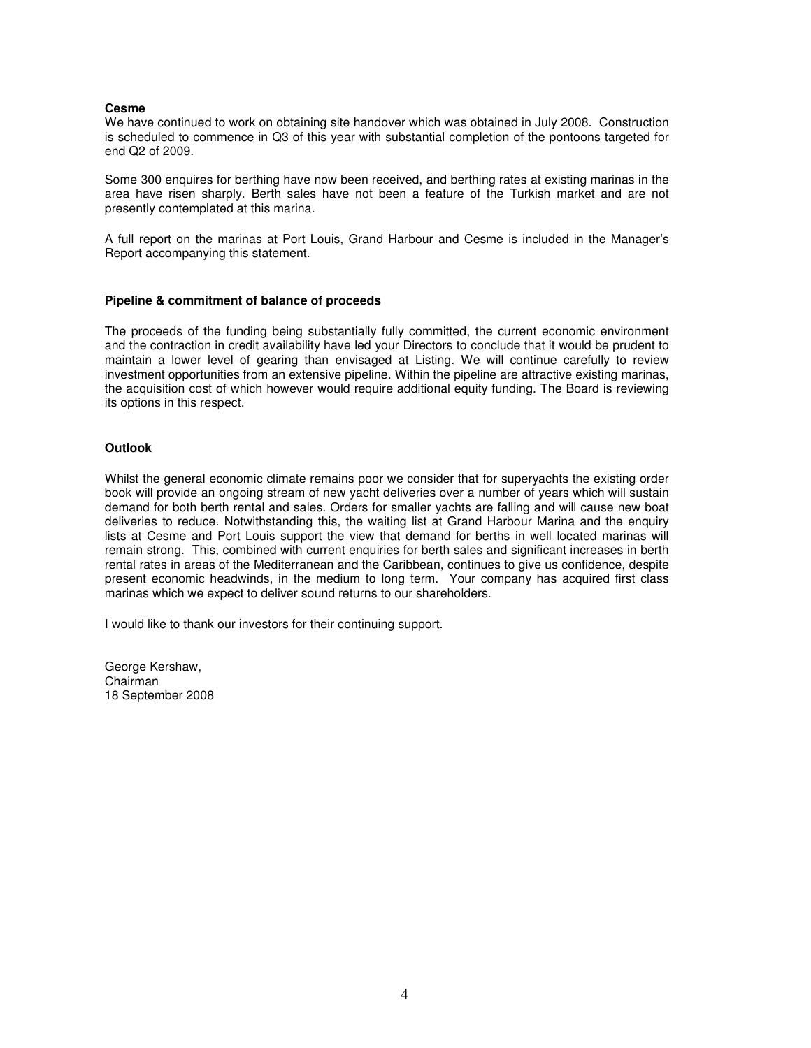**Cesme**

We have continued to work on obtaining site handover which was obtained in July 2008. Construction is scheduled to commence in Q3 of this year with substantial completion of the pontoons targeted for end Q2 of 2009.

Some 300 enquires for berthing have now been received, and berthing rates at existing marinas in the area have risen sharply. Berth sales have not been a feature of the Turkish market and are not presently contemplated at this marina.

A full report on the marinas at Port Louis, Grand Harbour and Cesme is included in the Manager's Report accompanying this statement.

**Pipeline & commitment of balance of proceeds**

The proceeds of the funding being substantially fully committed, the current economic environment and the contraction in credit availability have led your Directors to conclude that it would be prudent to maintain a lower level of gearing than envisaged at Listing. We will continue carefully to review investment opportunities from an extensive pipeline. Within the pipeline are attractive existing marinas, the acquisition cost of which however would require additional equity funding. The Board is reviewing its options in this respect.

**Outlook**

Whilst the general economic climate remains poor we consider that for superyachts the existing order book will provide an ongoing stream of new yacht deliveries over a number of years which will sustain demand for both berth rental and sales. Orders for smaller yachts are falling and will cause new boat deliveries to reduce. Notwithstanding this, the waiting list at Grand Harbour Marina and the enquiry lists at Cesme and Port Louis support the view that demand for berths in well located marinas will remain strong. This, combined with current enquiries for berth sales and significant increases in berth rental rates in areas of the Mediterranean and the Caribbean, continues to give us confidence, despite present economic headwinds, in the medium to long term. Your company has acquired first class marinas which we expect to deliver sound returns to our shareholders.

I would like to thank our investors for their continuing support.

George Kershaw,
Chairman
18 September 2008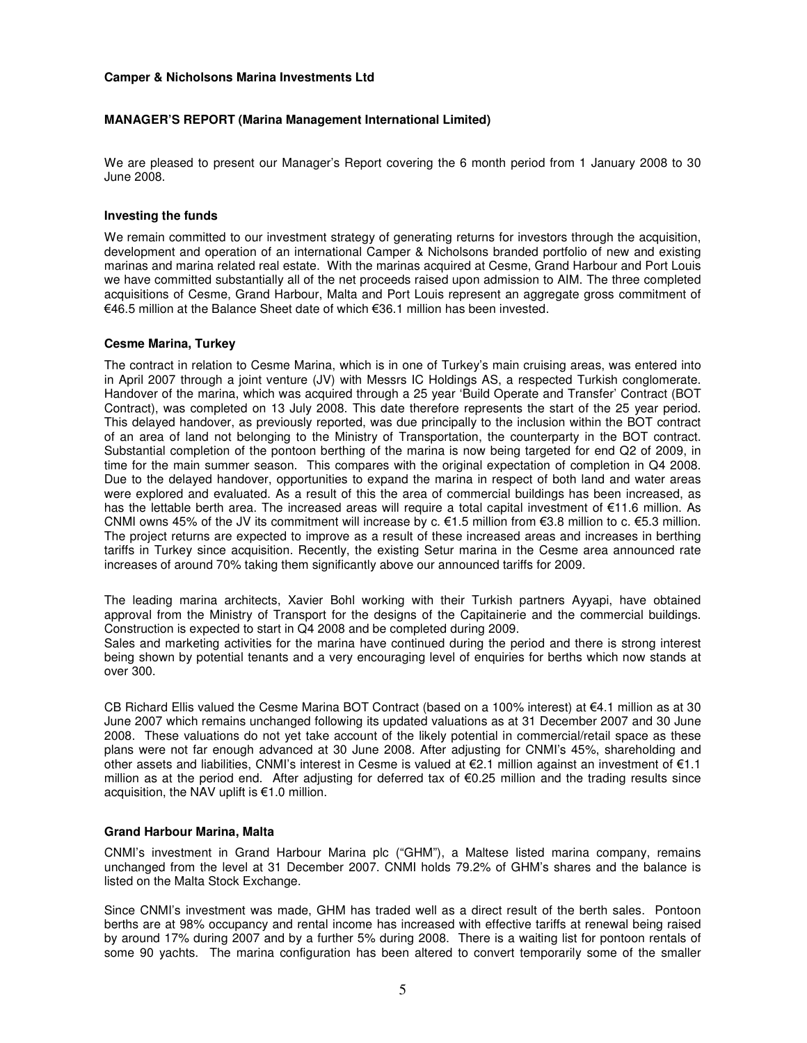**Camper & Nicholsons Marina Investments Ltd**

## MANAGER'S REPORT (Marina Management International Limited)

We are pleased to present our Manager's Report covering the 6 month period from 1 January 2008 to 30 June 2008.

### Investing the funds

We remain committed to our investment strategy of generating returns for investors through the acquisition, development and operation of an international Camper & Nicholsons branded portfolio of new and existing marinas and marina related real estate. With the marinas acquired at Cesme, Grand Harbour and Port Louis we have committed substantially all of the net proceeds raised upon admission to AIM. The three completed acquisitions of Cesme, Grand Harbour, Malta and Port Louis represent an aggregate gross commitment of €46.5 million at the Balance Sheet date of which €36.1 million has been invested.

### Cesme Marina, Turkey

The contract in relation to Cesme Marina, which is in one of Turkey's main cruising areas, was entered into in April 2007 through a joint venture (JV) with Messrs IC Holdings AS, a respected Turkish conglomerate. Handover of the marina, which was acquired through a 25 year 'Build Operate and Transfer' Contract (BOT Contract), was completed on 13 July 2008. This date therefore represents the start of the 25 year period. This delayed handover, as previously reported, was due principally to the inclusion within the BOT contract of an area of land not belonging to the Ministry of Transportation, the counterparty in the BOT contract. Substantial completion of the pontoon berthing of the marina is now being targeted for end Q2 of 2009, in time for the main summer season. This compares with the original expectation of completion in Q4 2008. Due to the delayed handover, opportunities to expand the marina in respect of both land and water areas were explored and evaluated. As a result of this the area of commercial buildings has been increased, as has the lettable berth area. The increased areas will require a total capital investment of €11.6 million. As CNMI owns 45% of the JV its commitment will increase by c. €1.5 million from €3.8 million to c. €5.3 million. The project returns are expected to improve as a result of these increased areas and increases in berthing tariffs in Turkey since acquisition. Recently, the existing Setur marina in the Cesme area announced rate increases of around 70% taking them significantly above our announced tariffs for 2009.

The leading marina architects, Xavier Bohl working with their Turkish partners Ayyapi, have obtained approval from the Ministry of Transport for the designs of the Capitainerie and the commercial buildings. Construction is expected to start in Q4 2008 and be completed during 2009.
Sales and marketing activities for the marina have continued during the period and there is strong interest being shown by potential tenants and a very encouraging level of enquiries for berths which now stands at over 300.

CB Richard Ellis valued the Cesme Marina BOT Contract (based on a 100% interest) at €4.1 million as at 30 June 2007 which remains unchanged following its updated valuations as at 31 December 2007 and 30 June 2008. These valuations do not yet take account of the likely potential in commercial/retail space as these plans were not far enough advanced at 30 June 2008. After adjusting for CNMI's 45%, shareholding and other assets and liabilities, CNMI's interest in Cesme is valued at €2.1 million against an investment of €1.1 million as at the period end. After adjusting for deferred tax of €0.25 million and the trading results since acquisition, the NAV uplift is €1.0 million.

### Grand Harbour Marina, Malta

CNMI's investment in Grand Harbour Marina plc ("GHM"), a Maltese listed marina company, remains unchanged from the level at 31 December 2007. CNMI holds 79.2% of GHM's shares and the balance is listed on the Malta Stock Exchange.

Since CNMI's investment was made, GHM has traded well as a direct result of the berth sales. Pontoon berths are at 98% occupancy and rental income has increased with effective tariffs at renewal being raised by around 17% during 2007 and by a further 5% during 2008. There is a waiting list for pontoon rentals of some 90 yachts. The marina configuration has been altered to convert temporarily some of the smaller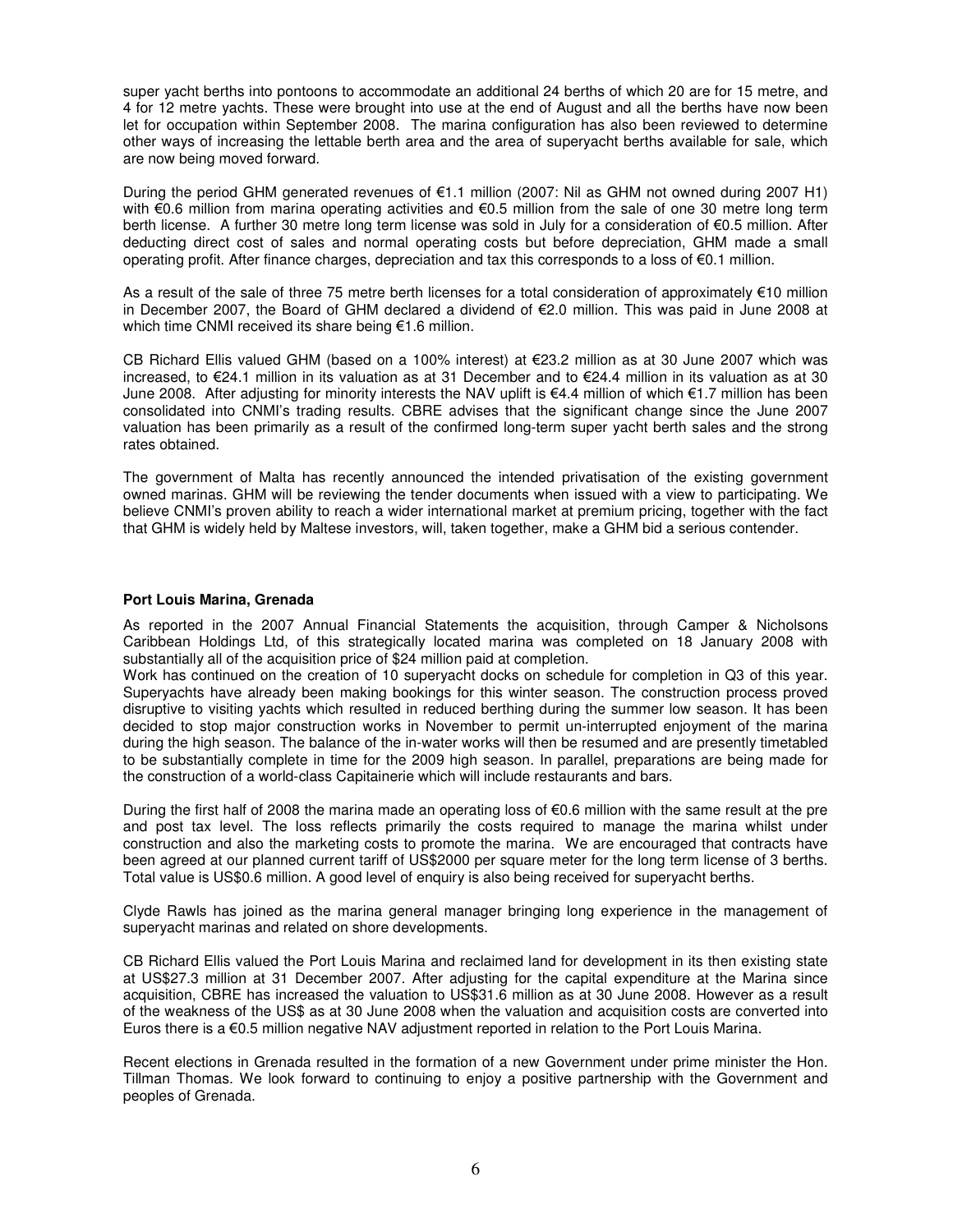super yacht berths into pontoons to accommodate an additional 24 berths of which 20 are for 15 metre, and 4 for 12 metre yachts. These were brought into use at the end of August and all the berths have now been let for occupation within September 2008. The marina configuration has also been reviewed to determine other ways of increasing the lettable berth area and the area of superyacht berths available for sale, which are now being moved forward.

During the period GHM generated revenues of €1.1 million (2007: Nil as GHM not owned during 2007 H1) with €0.6 million from marina operating activities and €0.5 million from the sale of one 30 metre long term berth license. A further 30 metre long term license was sold in July for a consideration of €0.5 million. After deducting direct cost of sales and normal operating costs but before depreciation, GHM made a small operating profit. After finance charges, depreciation and tax this corresponds to a loss of €0.1 million.

As a result of the sale of three 75 metre berth licenses for a total consideration of approximately €10 million in December 2007, the Board of GHM declared a dividend of €2.0 million. This was paid in June 2008 at which time CNMI received its share being €1.6 million.

CB Richard Ellis valued GHM (based on a 100% interest) at €23.2 million as at 30 June 2007 which was increased, to €24.1 million in its valuation as at 31 December and to €24.4 million in its valuation as at 30 June 2008. After adjusting for minority interests the NAV uplift is €4.4 million of which €1.7 million has been consolidated into CNMI's trading results. CBRE advises that the significant change since the June 2007 valuation has been primarily as a result of the confirmed long-term super yacht berth sales and the strong rates obtained.

The government of Malta has recently announced the intended privatisation of the existing government owned marinas. GHM will be reviewing the tender documents when issued with a view to participating. We believe CNMI's proven ability to reach a wider international market at premium pricing, together with the fact that GHM is widely held by Maltese investors, will, taken together, make a GHM bid a serious contender.

**Port Louis Marina, Grenada**

As reported in the 2007 Annual Financial Statements the acquisition, through Camper & Nicholsons Caribbean Holdings Ltd, of this strategically located marina was completed on 18 January 2008 with substantially all of the acquisition price of $24 million paid at completion.

Work has continued on the creation of 10 superyacht docks on schedule for completion in Q3 of this year. Superyachts have already been making bookings for this winter season. The construction process proved disruptive to visiting yachts which resulted in reduced berthing during the summer low season. It has been decided to stop major construction works in November to permit un-interrupted enjoyment of the marina during the high season. The balance of the in-water works will then be resumed and are presently timetabled to be substantially complete in time for the 2009 high season. In parallel, preparations are being made for the construction of a world-class Capitainerie which will include restaurants and bars.

During the first half of 2008 the marina made an operating loss of €0.6 million with the same result at the pre and post tax level. The loss reflects primarily the costs required to manage the marina whilst under construction and also the marketing costs to promote the marina. We are encouraged that contracts have been agreed at our planned current tariff of US$2000 per square meter for the long term license of 3 berths. Total value is US$0.6 million. A good level of enquiry is also being received for superyacht berths.

Clyde Rawls has joined as the marina general manager bringing long experience in the management of superyacht marinas and related on shore developments.

CB Richard Ellis valued the Port Louis Marina and reclaimed land for development in its then existing state at US$27.3 million at 31 December 2007. After adjusting for the capital expenditure at the Marina since acquisition, CBRE has increased the valuation to US$31.6 million as at 30 June 2008. However as a result of the weakness of the US$ as at 30 June 2008 when the valuation and acquisition costs are converted into Euros there is a €0.5 million negative NAV adjustment reported in relation to the Port Louis Marina.

Recent elections in Grenada resulted in the formation of a new Government under prime minister the Hon. Tillman Thomas. We look forward to continuing to enjoy a positive partnership with the Government and peoples of Grenada.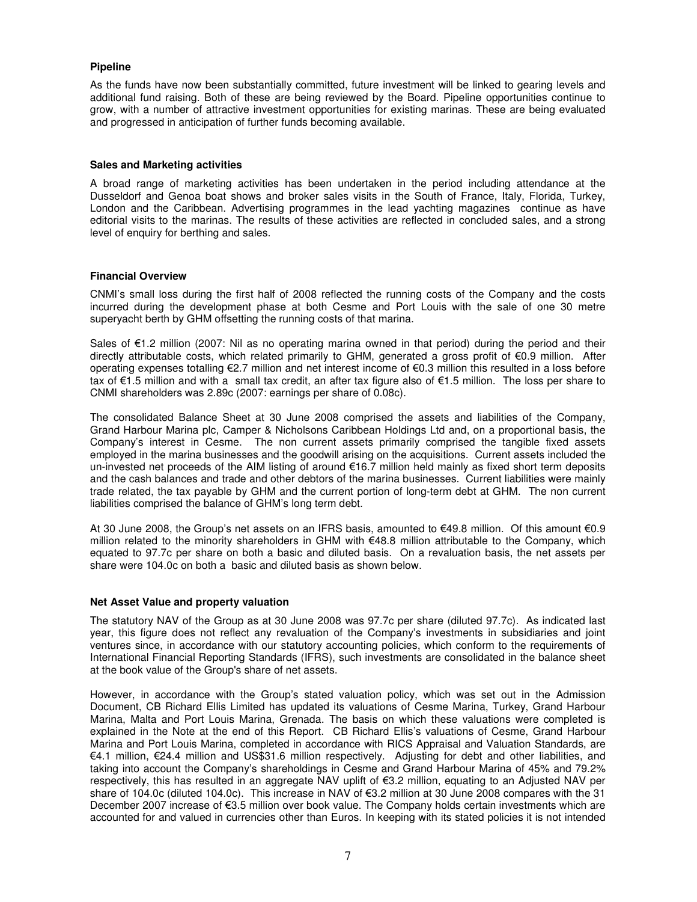### Pipeline

As the funds have now been substantially committed, future investment will be linked to gearing levels and additional fund raising. Both of these are being reviewed by the Board. Pipeline opportunities continue to grow, with a number of attractive investment opportunities for existing marinas. These are being evaluated and progressed in anticipation of further funds becoming available.

### Sales and Marketing activities

A broad range of marketing activities has been undertaken in the period including attendance at the Dusseldorf and Genoa boat shows and broker sales visits in the South of France, Italy, Florida, Turkey, London and the Caribbean. Advertising programmes in the lead yachting magazines continue as have editorial visits to the marinas. The results of these activities are reflected in concluded sales, and a strong level of enquiry for berthing and sales.

### Financial Overview

CNMI's small loss during the first half of 2008 reflected the running costs of the Company and the costs incurred during the development phase at both Cesme and Port Louis with the sale of one 30 metre superyacht berth by GHM offsetting the running costs of that marina.

Sales of €1.2 million (2007: Nil as no operating marina owned in that period) during the period and their directly attributable costs, which related primarily to GHM, generated a gross profit of €0.9 million. After operating expenses totalling €2.7 million and net interest income of €0.3 million this resulted in a loss before tax of €1.5 million and with a small tax credit, an after tax figure also of €1.5 million. The loss per share to CNMI shareholders was 2.89c (2007: earnings per share of 0.08c).

The consolidated Balance Sheet at 30 June 2008 comprised the assets and liabilities of the Company, Grand Harbour Marina plc, Camper & Nicholsons Caribbean Holdings Ltd and, on a proportional basis, the Company's interest in Cesme. The non current assets primarily comprised the tangible fixed assets employed in the marina businesses and the goodwill arising on the acquisitions. Current assets included the un-invested net proceeds of the AIM listing of around €16.7 million held mainly as fixed short term deposits and the cash balances and trade and other debtors of the marina businesses. Current liabilities were mainly trade related, the tax payable by GHM and the current portion of long-term debt at GHM. The non current liabilities comprised the balance of GHM's long term debt.

At 30 June 2008, the Group's net assets on an IFRS basis, amounted to €49.8 million. Of this amount €0.9 million related to the minority shareholders in GHM with €48.8 million attributable to the Company, which equated to 97.7c per share on both a basic and diluted basis. On a revaluation basis, the net assets per share were 104.0c on both a basic and diluted basis as shown below.

### Net Asset Value and property valuation

The statutory NAV of the Group as at 30 June 2008 was 97.7c per share (diluted 97.7c). As indicated last year, this figure does not reflect any revaluation of the Company's investments in subsidiaries and joint ventures since, in accordance with our statutory accounting policies, which conform to the requirements of International Financial Reporting Standards (IFRS), such investments are consolidated in the balance sheet at the book value of the Group's share of net assets.

However, in accordance with the Group's stated valuation policy, which was set out in the Admission Document, CB Richard Ellis Limited has updated its valuations of Cesme Marina, Turkey, Grand Harbour Marina, Malta and Port Louis Marina, Grenada. The basis on which these valuations were completed is explained in the Note at the end of this Report. CB Richard Ellis's valuations of Cesme, Grand Harbour Marina and Port Louis Marina, completed in accordance with RICS Appraisal and Valuation Standards, are €4.1 million, €24.4 million and US$31.6 million respectively. Adjusting for debt and other liabilities, and taking into account the Company's shareholdings in Cesme and Grand Harbour Marina of 45% and 79.2% respectively, this has resulted in an aggregate NAV uplift of €3.2 million, equating to an Adjusted NAV per share of 104.0c (diluted 104.0c). This increase in NAV of €3.2 million at 30 June 2008 compares with the 31 December 2007 increase of €3.5 million over book value. The Company holds certain investments which are accounted for and valued in currencies other than Euros. In keeping with its stated policies it is not intended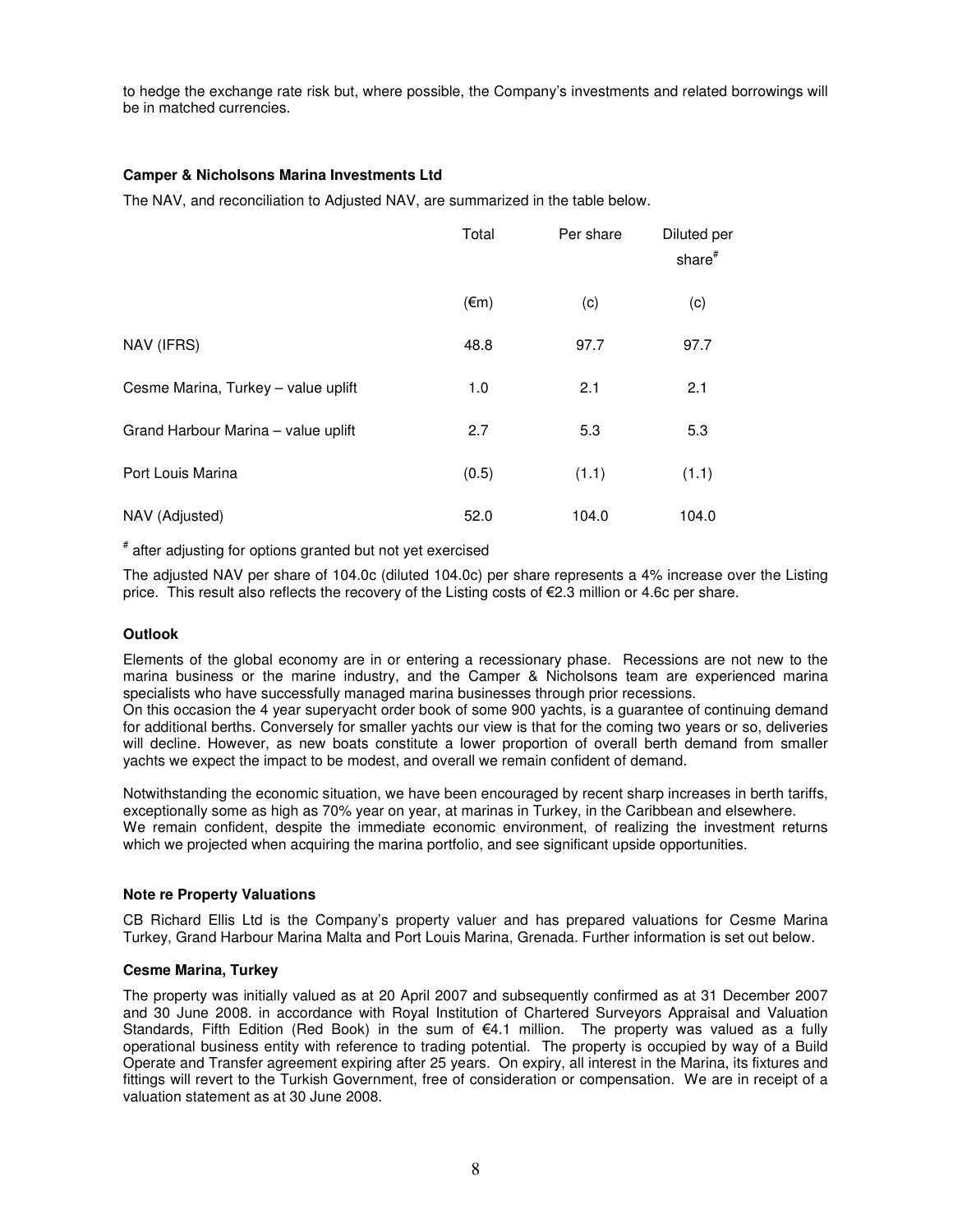to hedge the exchange rate risk but, where possible, the Company's investments and related borrowings will be in matched currencies.

**Camper & Nicholsons Marina Investments Ltd**

The NAV, and reconciliation to Adjusted NAV, are summarized in the table below.

| | Total | Per share | Diluted per share# |
|---|---|---|---|
| | (€m) | (c) | (c) |
| NAV (IFRS) | 48.8 | 97.7 | 97.7 |
| Cesme Marina, Turkey – value uplift | 1.0 | 2.1 | 2.1 |
| Grand Harbour Marina – value uplift | 2.7 | 5.3 | 5.3 |
| Port Louis Marina | (0.5) | (1.1) | (1.1) |
| NAV (Adjusted) | 52.0 | 104.0 | 104.0 |

# after adjusting for options granted but not yet exercised

The adjusted NAV per share of 104.0c (diluted 104.0c) per share represents a 4% increase over the Listing price. This result also reflects the recovery of the Listing costs of €2.3 million or 4.6c per share.

**Outlook**

Elements of the global economy are in or entering a recessionary phase. Recessions are not new to the marina business or the marine industry, and the Camper & Nicholsons team are experienced marina specialists who have successfully managed marina businesses through prior recessions.
On this occasion the 4 year superyacht order book of some 900 yachts, is a guarantee of continuing demand for additional berths. Conversely for smaller yachts our view is that for the coming two years or so, deliveries will decline. However, as new boats constitute a lower proportion of overall berth demand from smaller yachts we expect the impact to be modest, and overall we remain confident of demand.

Notwithstanding the economic situation, we have been encouraged by recent sharp increases in berth tariffs, exceptionally some as high as 70% year on year, at marinas in Turkey, in the Caribbean and elsewhere.
We remain confident, despite the immediate economic environment, of realizing the investment returns which we projected when acquiring the marina portfolio, and see significant upside opportunities.

**Note re Property Valuations**

CB Richard Ellis Ltd is the Company's property valuer and has prepared valuations for Cesme Marina Turkey, Grand Harbour Marina Malta and Port Louis Marina, Grenada. Further information is set out below.

**Cesme Marina, Turkey**

The property was initially valued as at 20 April 2007 and subsequently confirmed as at 31 December 2007 and 30 June 2008. in accordance with Royal Institution of Chartered Surveyors Appraisal and Valuation Standards, Fifth Edition (Red Book) in the sum of €4.1 million. The property was valued as a fully operational business entity with reference to trading potential. The property is occupied by way of a Build Operate and Transfer agreement expiring after 25 years. On expiry, all interest in the Marina, its fixtures and fittings will revert to the Turkish Government, free of consideration or compensation. We are in receipt of a valuation statement as at 30 June 2008.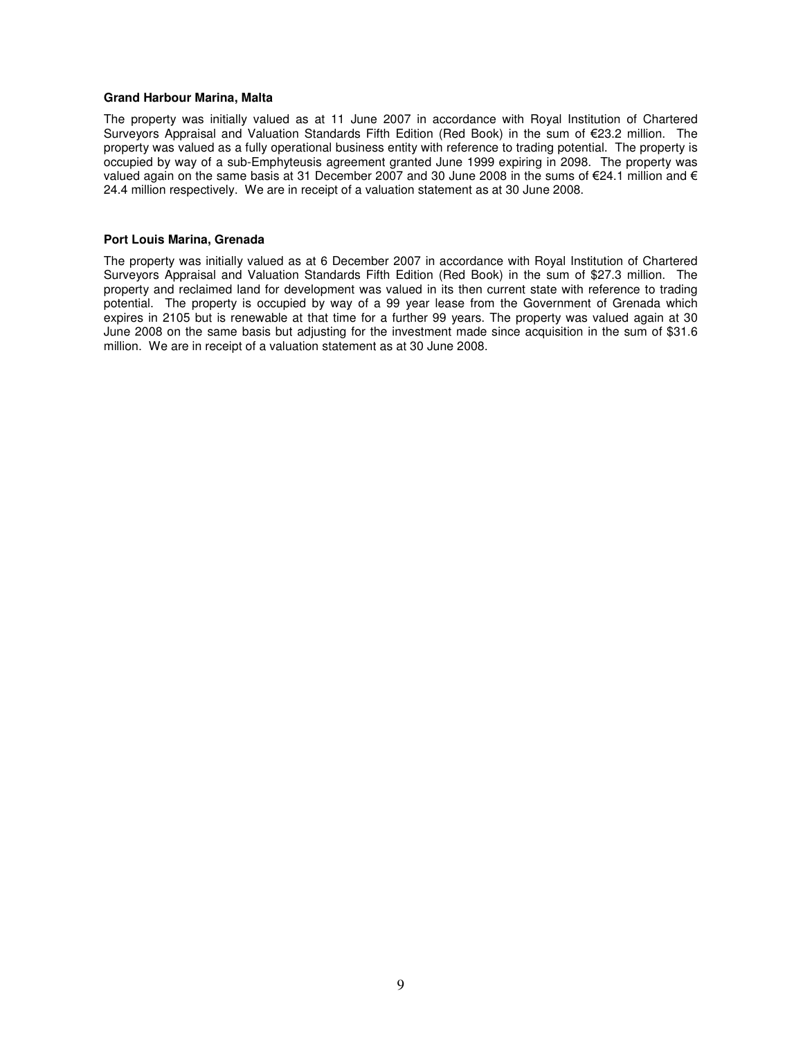**Grand Harbour Marina, Malta**

The property was initially valued as at 11 June 2007 in accordance with Royal Institution of Chartered Surveyors Appraisal and Valuation Standards Fifth Edition (Red Book) in the sum of €23.2 million. The property was valued as a fully operational business entity with reference to trading potential. The property is occupied by way of a sub-Emphyteusis agreement granted June 1999 expiring in 2098. The property was valued again on the same basis at 31 December 2007 and 30 June 2008 in the sums of €24.1 million and € 24.4 million respectively. We are in receipt of a valuation statement as at 30 June 2008.

**Port Louis Marina, Grenada**

The property was initially valued as at 6 December 2007 in accordance with Royal Institution of Chartered Surveyors Appraisal and Valuation Standards Fifth Edition (Red Book) in the sum of $27.3 million. The property and reclaimed land for development was valued in its then current state with reference to trading potential. The property is occupied by way of a 99 year lease from the Government of Grenada which expires in 2105 but is renewable at that time for a further 99 years. The property was valued again at 30 June 2008 on the same basis but adjusting for the investment made since acquisition in the sum of $31.6 million. We are in receipt of a valuation statement as at 30 June 2008.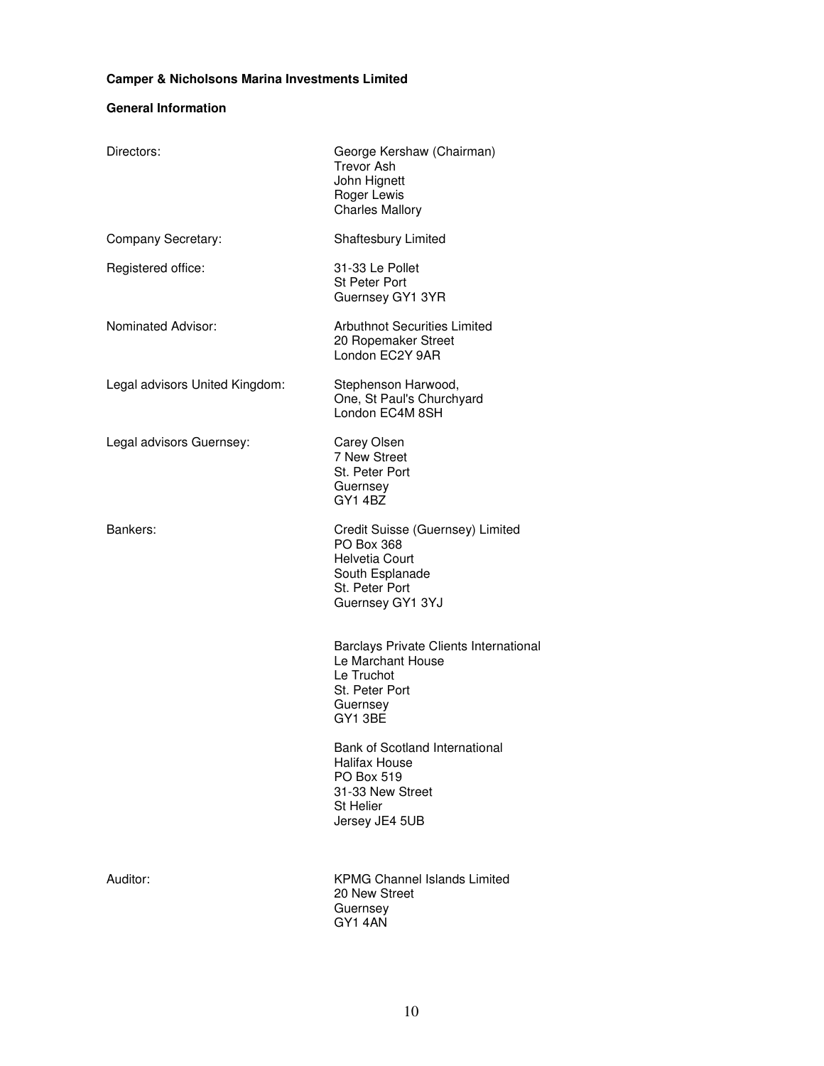**Camper & Nicholsons Marina Investments Limited**

**General Information**

| | |
|---|---|
| Directors: | George Kershaw (Chairman)<br>Trevor Ash<br>John Hignett<br>Roger Lewis<br>Charles Mallory |
| Company Secretary: | Shaftesbury Limited |
| Registered office: | 31-33 Le Pollet<br>St Peter Port<br>Guernsey GY1 3YR |
| Nominated Advisor: | Arbuthnot Securities Limited<br>20 Ropemaker Street<br>London EC2Y 9AR |
| Legal advisors United Kingdom: | Stephenson Harwood,<br>One, St Paul's Churchyard<br>London EC4M 8SH |
| Legal advisors Guernsey: | Carey Olsen<br>7 New Street<br>St. Peter Port<br>Guernsey<br>GY1 4BZ |
| Bankers: | Credit Suisse (Guernsey) Limited<br>PO Box 368<br>Helvetia Court<br>South Esplanade<br>St. Peter Port<br>Guernsey GY1 3YJ |
| | Barclays Private Clients International<br>Le Marchant House<br>Le Truchot<br>St. Peter Port<br>Guernsey<br>GY1 3BE |
| | Bank of Scotland International<br>Halifax House<br>PO Box 519<br>31-33 New Street<br>St Helier<br>Jersey JE4 5UB |
| Auditor: | KPMG Channel Islands Limited<br>20 New Street<br>Guernsey<br>GY1 4AN |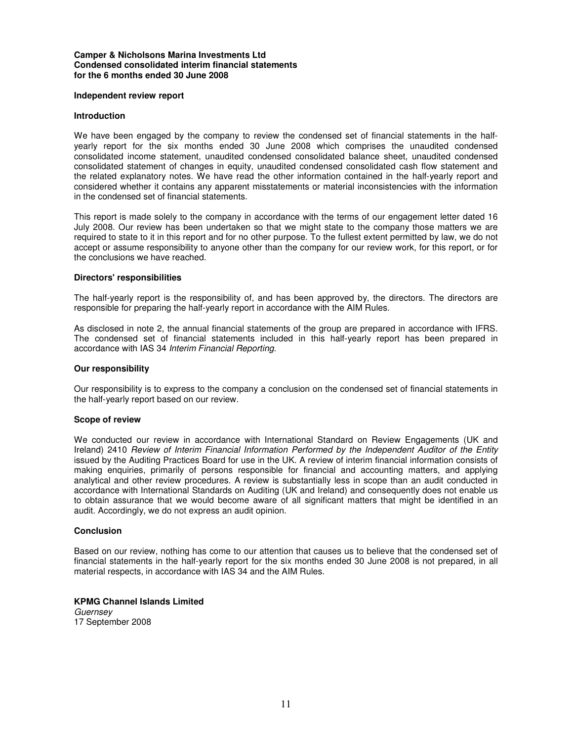**Camper & Nicholsons Marina Investments Ltd**
**Condensed consolidated interim financial statements**
**for the 6 months ended 30 June 2008**

## Independent review report

### Introduction

We have been engaged by the company to review the condensed set of financial statements in the half-yearly report for the six months ended 30 June 2008 which comprises the unaudited condensed consolidated income statement, unaudited condensed consolidated balance sheet, unaudited condensed consolidated statement of changes in equity, unaudited condensed consolidated cash flow statement and the related explanatory notes. We have read the other information contained in the half-yearly report and considered whether it contains any apparent misstatements or material inconsistencies with the information in the condensed set of financial statements.

This report is made solely to the company in accordance with the terms of our engagement letter dated 16 July 2008. Our review has been undertaken so that we might state to the company those matters we are required to state to it in this report and for no other purpose. To the fullest extent permitted by law, we do not accept or assume responsibility to anyone other than the company for our review work, for this report, or for the conclusions we have reached.

### Directors' responsibilities

The half-yearly report is the responsibility of, and has been approved by, the directors. The directors are responsible for preparing the half-yearly report in accordance with the AIM Rules.

As disclosed in note 2, the annual financial statements of the group are prepared in accordance with IFRS. The condensed set of financial statements included in this half-yearly report has been prepared in accordance with IAS 34 *Interim Financial Reporting*.

### Our responsibility

Our responsibility is to express to the company a conclusion on the condensed set of financial statements in the half-yearly report based on our review.

### Scope of review

We conducted our review in accordance with International Standard on Review Engagements (UK and Ireland) 2410 *Review of Interim Financial Information Performed by the Independent Auditor of the Entity* issued by the Auditing Practices Board for use in the UK. A review of interim financial information consists of making enquiries, primarily of persons responsible for financial and accounting matters, and applying analytical and other review procedures. A review is substantially less in scope than an audit conducted in accordance with International Standards on Auditing (UK and Ireland) and consequently does not enable us to obtain assurance that we would become aware of all significant matters that might be identified in an audit. Accordingly, we do not express an audit opinion.

### Conclusion

Based on our review, nothing has come to our attention that causes us to believe that the condensed set of financial statements in the half-yearly report for the six months ended 30 June 2008 is not prepared, in all material respects, in accordance with IAS 34 and the AIM Rules.

**KPMG Channel Islands Limited**
*Guernsey*
17 September 2008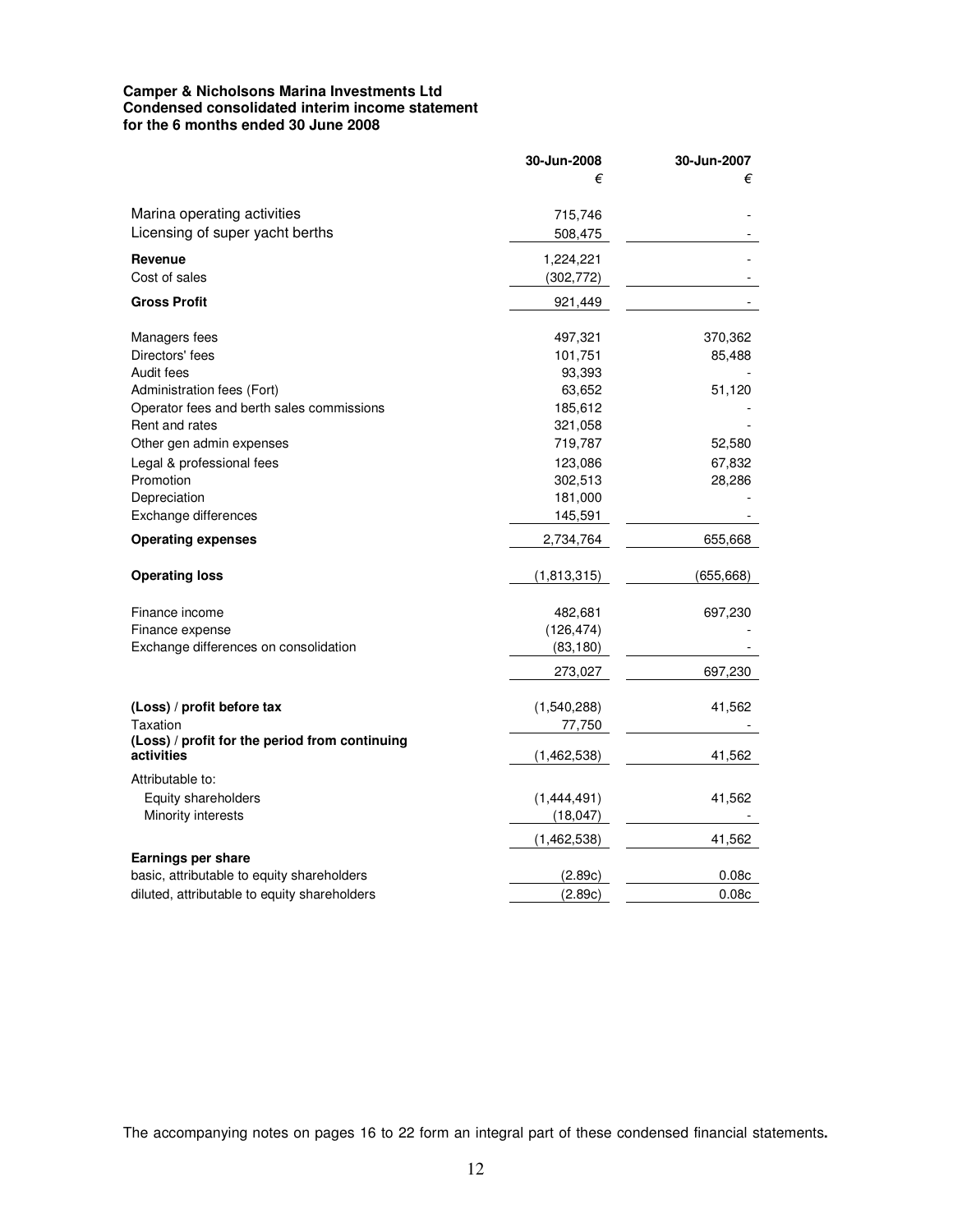**Camper & Nicholsons Marina Investments Ltd**
**Condensed consolidated interim income statement**
**for the 6 months ended 30 June 2008**

| | 30-Jun-2008 | 30-Jun-2007 |
|---|---|---|
| | € | € |
| Marina operating activities | 715,746 | - |
| Licensing of super yacht berths | 508,475 | - |
| **Revenue** | 1,224,221 | - |
| Cost of sales | (302,772) | - |
| **Gross Profit** | 921,449 | - |
| Managers fees | 497,321 | 370,362 |
| Directors' fees | 101,751 | 85,488 |
| Audit fees | 93,393 | - |
| Administration fees (Fort) | 63,652 | 51,120 |
| Operator fees and berth sales commissions | 185,612 | - |
| Rent and rates | 321,058 | - |
| Other gen admin expenses | 719,787 | 52,580 |
| Legal & professional fees | 123,086 | 67,832 |
| Promotion | 302,513 | 28,286 |
| Depreciation | 181,000 | - |
| Exchange differences | 145,591 | - |
| **Operating expenses** | 2,734,764 | 655,668 |
| **Operating loss** | (1,813,315) | (655,668) |
| Finance income | 482,681 | 697,230 |
| Finance expense | (126,474) | - |
| Exchange differences on consolidation | (83,180) | - |
| | 273,027 | 697,230 |
| **(Loss) / profit before tax** | (1,540,288) | 41,562 |
| Taxation | 77,750 | - |
| **(Loss) / profit for the period from continuing activities** | (1,462,538) | 41,562 |
| Attributable to: | | |
| Equity shareholders | (1,444,491) | 41,562 |
| Minority interests | (18,047) | - |
| | (1,462,538) | 41,562 |
| **Earnings per share** | | |
| basic, attributable to equity shareholders | (2.89c) | 0.08c |
| diluted, attributable to equity shareholders | (2.89c) | 0.08c |

The accompanying notes on pages 16 to 22 form an integral part of these condensed financial statements**.**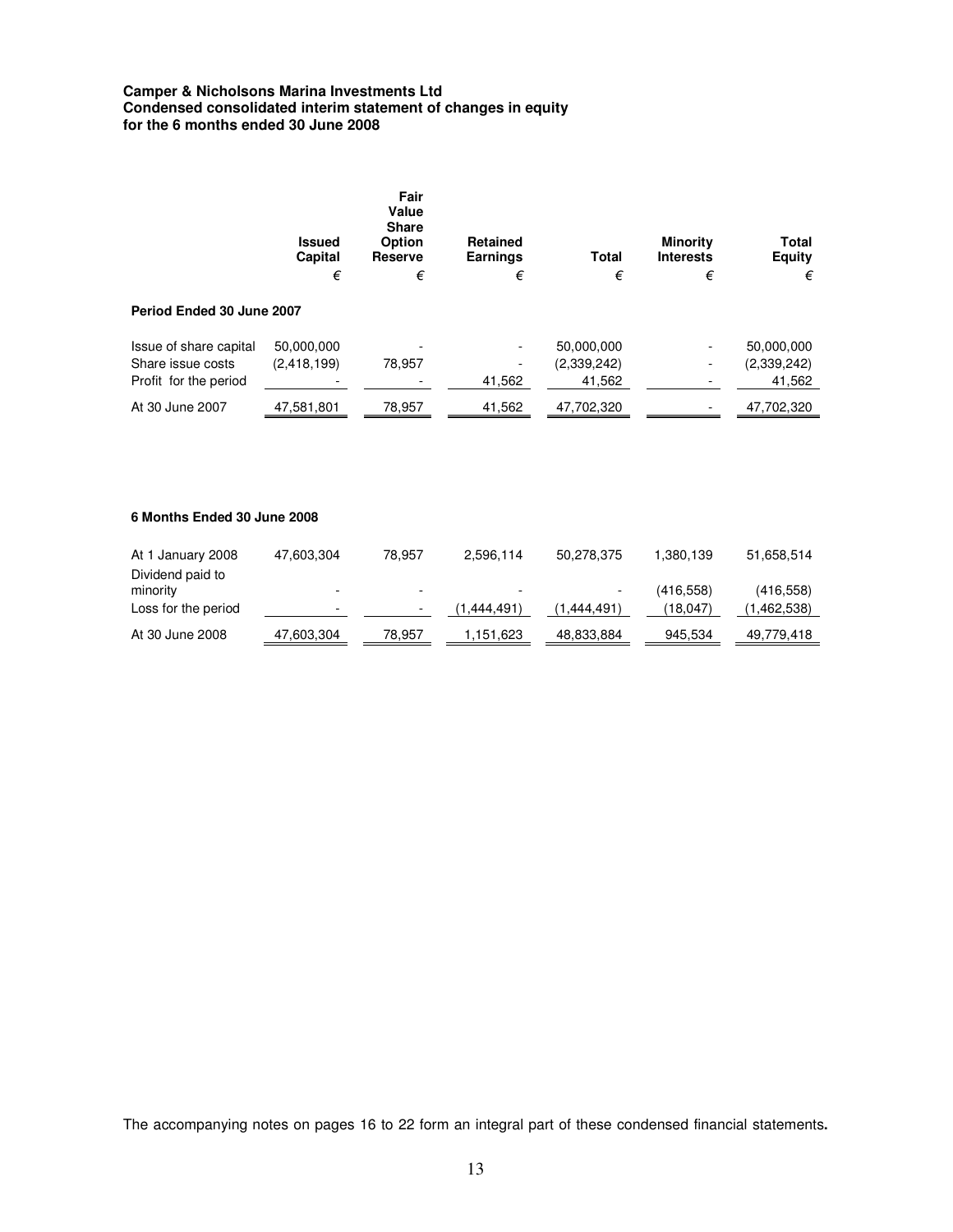**Camper & Nicholsons Marina Investments Ltd**
**Condensed consolidated interim statement of changes in equity**
**for the 6 months ended 30 June 2008**

| | Issued Capital | Fair Value Share Option Reserve | Retained Earnings | Total | Minority Interests | Total Equity |
|---|---|---|---|---|---|---|
| | € | € | € | € | € | € |
| **Period Ended 30 June 2007** | | | | | | |
| Issue of share capital | 50,000,000 | - | - | 50,000,000 | - | 50,000,000 |
| Share issue costs | (2,418,199) | 78,957 | - | (2,339,242) | - | (2,339,242) |
| Profit for the period | - | - | 41,562 | 41,562 | - | 41,562 |
| At 30 June 2007 | 47,581,801 | 78,957 | 41,562 | 47,702,320 | - | 47,702,320 |
| | | | | | | |
| **6 Months Ended 30 June 2008** | | | | | | |
| At 1 January 2008 | 47,603,304 | 78,957 | 2,596,114 | 50,278,375 | 1,380,139 | 51,658,514 |
| Dividend paid to minority | - | - | - | - | (416,558) | (416,558) |
| Loss for the period | - | - | (1,444,491) | (1,444,491) | (18,047) | (1,462,538) |
| At 30 June 2008 | 47,603,304 | 78,957 | 1,151,623 | 48,833,884 | 945,534 | 49,779,418 |

The accompanying notes on pages 16 to 22 form an integral part of these condensed financial statements**.**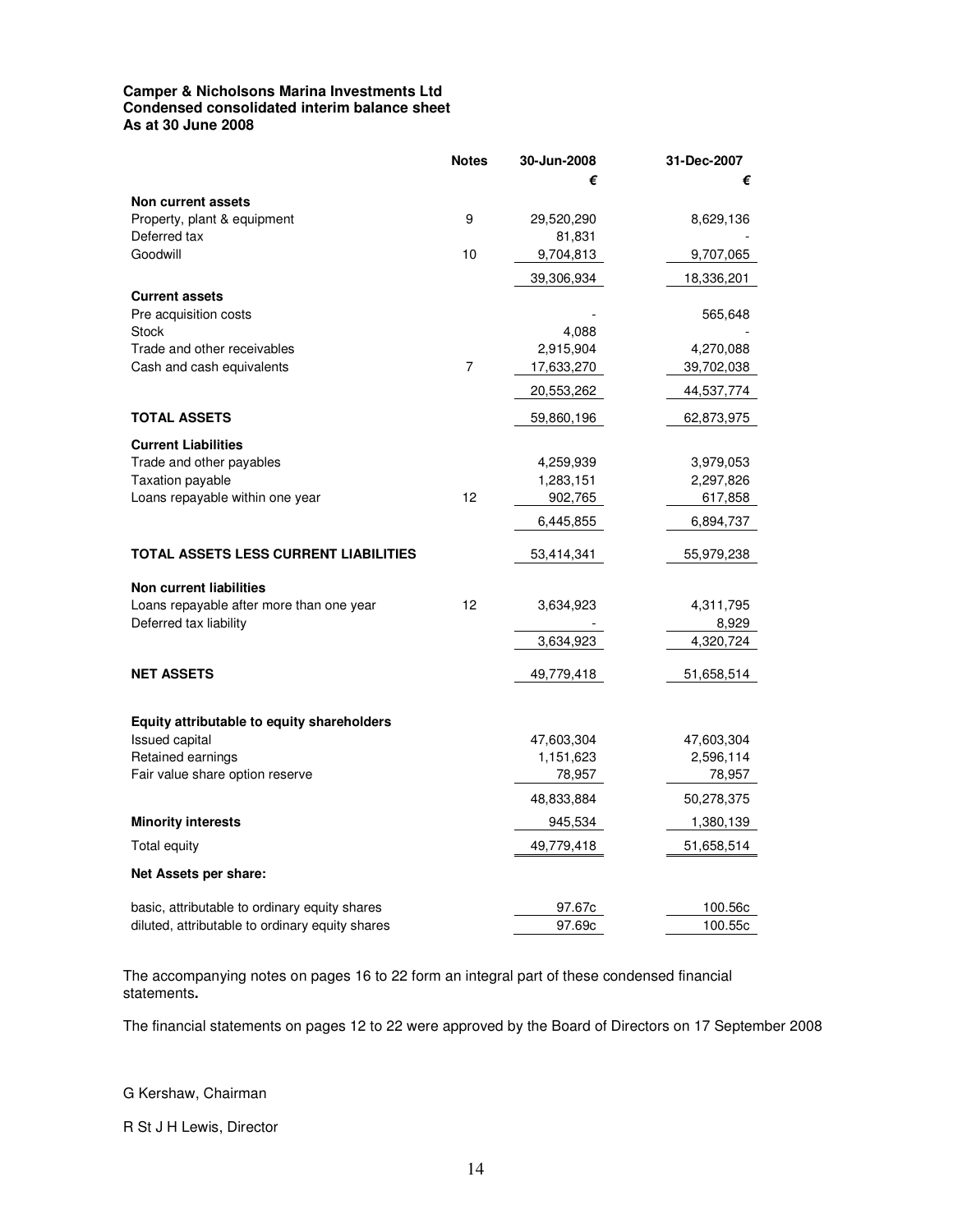**Camper & Nicholsons Marina Investments Ltd**
**Condensed consolidated interim balance sheet**
**As at 30 June 2008**

| | Notes | 30-Jun-2008 | 31-Dec-2007 |
|---|---|---|---|
| | | € | € |
| **Non current assets** | | | |
| Property, plant & equipment | 9 | 29,520,290 | 8,629,136 |
| Deferred tax | | 81,831 | - |
| Goodwill | 10 | 9,704,813 | 9,707,065 |
| | | 39,306,934 | 18,336,201 |
| **Current assets** | | | |
| Pre acquisition costs | | - | 565,648 |
| Stock | | 4,088 | - |
| Trade and other receivables | | 2,915,904 | 4,270,088 |
| Cash and cash equivalents | 7 | 17,633,270 | 39,702,038 |
| | | 20,553,262 | 44,537,774 |
| **TOTAL ASSETS** | | 59,860,196 | 62,873,975 |
| **Current Liabilities** | | | |
| Trade and other payables | | 4,259,939 | 3,979,053 |
| Taxation payable | | 1,283,151 | 2,297,826 |
| Loans repayable within one year | 12 | 902,765 | 617,858 |
| | | 6,445,855 | 6,894,737 |
| **TOTAL ASSETS LESS CURRENT LIABILITIES** | | 53,414,341 | 55,979,238 |
| **Non current liabilities** | | | |
| Loans repayable after more than one year | 12 | 3,634,923 | 4,311,795 |
| Deferred tax liability | | - | 8,929 |
| | | 3,634,923 | 4,320,724 |
| **NET ASSETS** | | 49,779,418 | 51,658,514 |
| **Equity attributable to equity shareholders** | | | |
| Issued capital | | 47,603,304 | 47,603,304 |
| Retained earnings | | 1,151,623 | 2,596,114 |
| Fair value share option reserve | | 78,957 | 78,957 |
| | | 48,833,884 | 50,278,375 |
| **Minority interests** | | 945,534 | 1,380,139 |
| Total equity | | 49,779,418 | 51,658,514 |
| **Net Assets per share:** | | | |
| basic, attributable to ordinary equity shares | | 97.67c | 100.56c |
| diluted, attributable to ordinary equity shares | | 97.69c | 100.55c |

The accompanying notes on pages 16 to 22 form an integral part of these condensed financial statements**.**

The financial statements on pages 12 to 22 were approved by the Board of Directors on 17 September 2008

G Kershaw, Chairman

R St J H Lewis, Director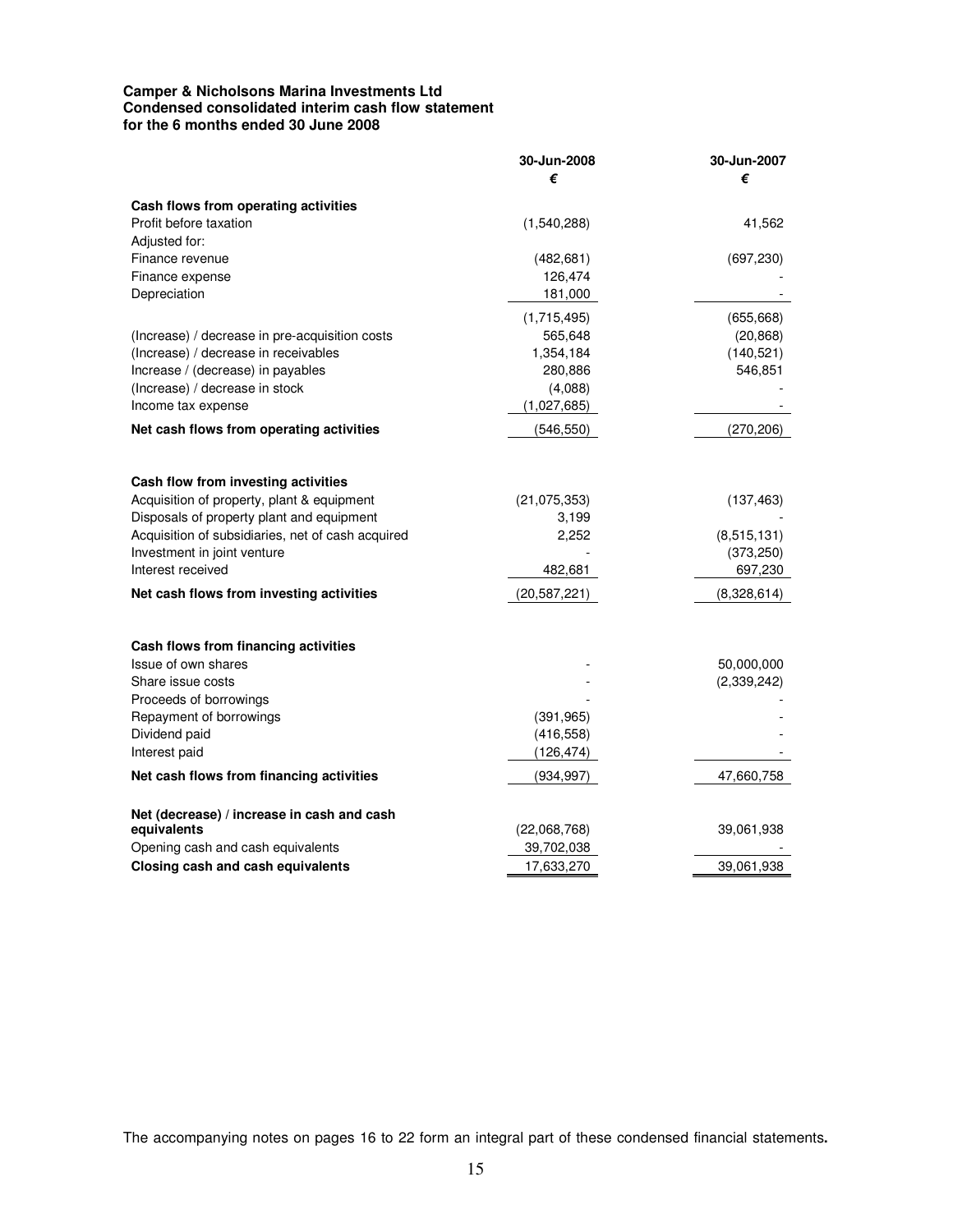**Camper & Nicholsons Marina Investments Ltd**
**Condensed consolidated interim cash flow statement**
**for the 6 months ended 30 June 2008**

| | 30-Jun-2008 | 30-Jun-2007 |
|---|---|---|
| | € | € |
| **Cash flows from operating activities** | | |
| Profit before taxation | (1,540,288) | 41,562 |
| Adjusted for: | | |
| Finance revenue | (482,681) | (697,230) |
| Finance expense | 126,474 | - |
| Depreciation | 181,000 | - |
| | (1,715,495) | (655,668) |
| (Increase) / decrease in pre-acquisition costs | 565,648 | (20,868) |
| (Increase) / decrease in receivables | 1,354,184 | (140,521) |
| Increase / (decrease) in payables | 280,886 | 546,851 |
| (Increase) / decrease in stock | (4,088) | - |
| Income tax expense | (1,027,685) | - |
| **Net cash flows from operating activities** | (546,550) | (270,206) |
| | | |
| **Cash flow from investing activities** | | |
| Acquisition of property, plant & equipment | (21,075,353) | (137,463) |
| Disposals of property plant and equipment | 3,199 | - |
| Acquisition of subsidiaries, net of cash acquired | 2,252 | (8,515,131) |
| Investment in joint venture | - | (373,250) |
| Interest received | 482,681 | 697,230 |
| **Net cash flows from investing activities** | (20,587,221) | (8,328,614) |
| | | |
| **Cash flows from financing activities** | | |
| Issue of own shares | - | 50,000,000 |
| Share issue costs | - | (2,339,242) |
| Proceeds of borrowings | - | - |
| Repayment of borrowings | (391,965) | - |
| Dividend paid | (416,558) | - |
| Interest paid | (126,474) | - |
| **Net cash flows from financing activities** | (934,997) | 47,660,758 |
| | | |
| **Net (decrease) / increase in cash and cash equivalents** | (22,068,768) | 39,061,938 |
| Opening cash and cash equivalents | 39,702,038 | - |
| **Closing cash and cash equivalents** | 17,633,270 | 39,061,938 |

The accompanying notes on pages 16 to 22 form an integral part of these condensed financial statements**.**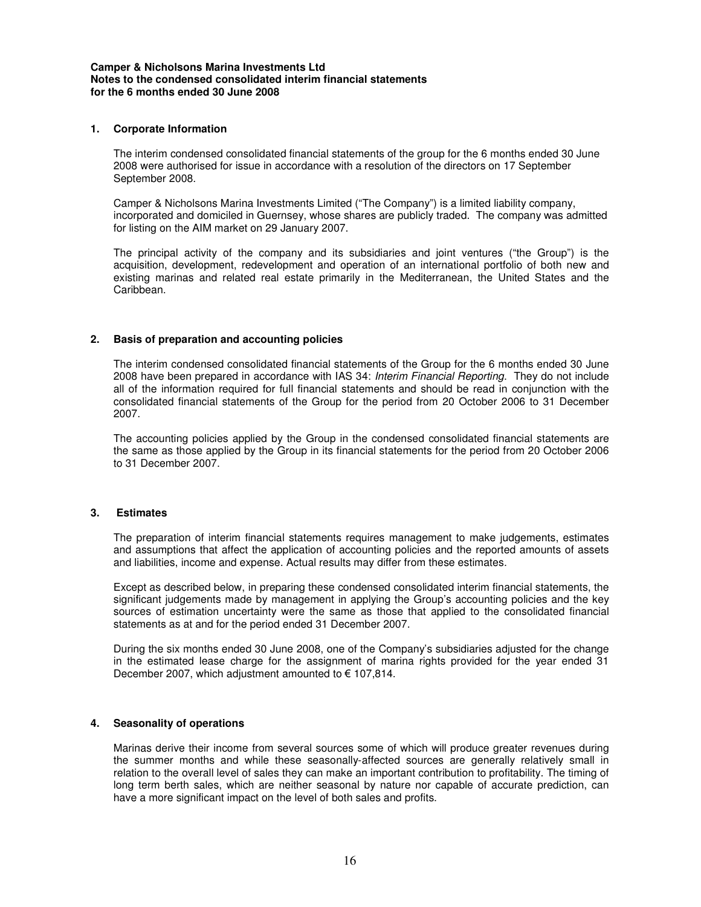**Camper & Nicholsons Marina Investments Ltd**
**Notes to the condensed consolidated interim financial statements**
**for the 6 months ended 30 June 2008**

## 1. Corporate Information

The interim condensed consolidated financial statements of the group for the 6 months ended 30 June 2008 were authorised for issue in accordance with a resolution of the directors on 17 September September 2008.

Camper & Nicholsons Marina Investments Limited ("The Company") is a limited liability company, incorporated and domiciled in Guernsey, whose shares are publicly traded. The company was admitted for listing on the AIM market on 29 January 2007.

The principal activity of the company and its subsidiaries and joint ventures ("the Group") is the acquisition, development, redevelopment and operation of an international portfolio of both new and existing marinas and related real estate primarily in the Mediterranean, the United States and the Caribbean.

## 2. Basis of preparation and accounting policies

The interim condensed consolidated financial statements of the Group for the 6 months ended 30 June 2008 have been prepared in accordance with IAS 34: *Interim Financial Reporting*. They do not include all of the information required for full financial statements and should be read in conjunction with the consolidated financial statements of the Group for the period from 20 October 2006 to 31 December 2007.

The accounting policies applied by the Group in the condensed consolidated financial statements are the same as those applied by the Group in its financial statements for the period from 20 October 2006 to 31 December 2007.

## 3. Estimates

The preparation of interim financial statements requires management to make judgements, estimates and assumptions that affect the application of accounting policies and the reported amounts of assets and liabilities, income and expense. Actual results may differ from these estimates.

Except as described below, in preparing these condensed consolidated interim financial statements, the significant judgements made by management in applying the Group's accounting policies and the key sources of estimation uncertainty were the same as those that applied to the consolidated financial statements as at and for the period ended 31 December 2007.

During the six months ended 30 June 2008, one of the Company's subsidiaries adjusted for the change in the estimated lease charge for the assignment of marina rights provided for the year ended 31 December 2007, which adjustment amounted to € 107,814.

## 4. Seasonality of operations

Marinas derive their income from several sources some of which will produce greater revenues during the summer months and while these seasonally-affected sources are generally relatively small in relation to the overall level of sales they can make an important contribution to profitability. The timing of long term berth sales, which are neither seasonal by nature nor capable of accurate prediction, can have a more significant impact on the level of both sales and profits.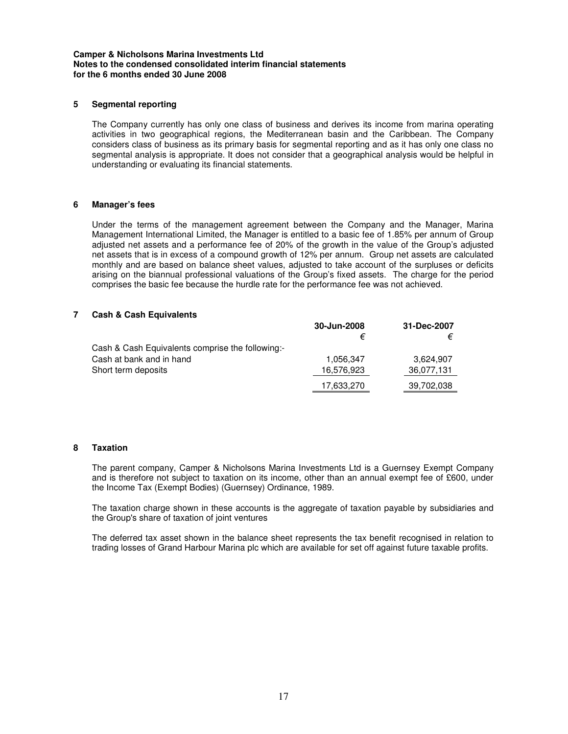**Camper & Nicholsons Marina Investments Ltd**
**Notes to the condensed consolidated interim financial statements**
**for the 6 months ended 30 June 2008**

## 5 Segmental reporting

The Company currently has only one class of business and derives its income from marina operating activities in two geographical regions, the Mediterranean basin and the Caribbean. The Company considers class of business as its primary basis for segmental reporting and as it has only one class no segmental analysis is appropriate. It does not consider that a geographical analysis would be helpful in understanding or evaluating its financial statements.

## 6 Manager's fees

Under the terms of the management agreement between the Company and the Manager, Marina Management International Limited, the Manager is entitled to a basic fee of 1.85% per annum of Group adjusted net assets and a performance fee of 20% of the growth in the value of the Group's adjusted net assets that is in excess of a compound growth of 12% per annum. Group net assets are calculated monthly and are based on balance sheet values, adjusted to take account of the surpluses or deficits arising on the biannual professional valuations of the Group's fixed assets. The charge for the period comprises the basic fee because the hurdle rate for the performance fee was not achieved.

## 7 Cash & Cash Equivalents

| | 30-Jun-2008 | 31-Dec-2007 |
|---|---|---|
| | € | € |
| Cash & Cash Equivalents comprise the following:- | | |
| Cash at bank and in hand | 1,056,347 | 3,624,907 |
| Short term deposits | 16,576,923 | 36,077,131 |
| | 17,633,270 | 39,702,038 |

## 8 Taxation

The parent company, Camper & Nicholsons Marina Investments Ltd is a Guernsey Exempt Company and is therefore not subject to taxation on its income, other than an annual exempt fee of £600, under the Income Tax (Exempt Bodies) (Guernsey) Ordinance, 1989.

The taxation charge shown in these accounts is the aggregate of taxation payable by subsidiaries and the Group's share of taxation of joint ventures

The deferred tax asset shown in the balance sheet represents the tax benefit recognised in relation to trading losses of Grand Harbour Marina plc which are available for set off against future taxable profits.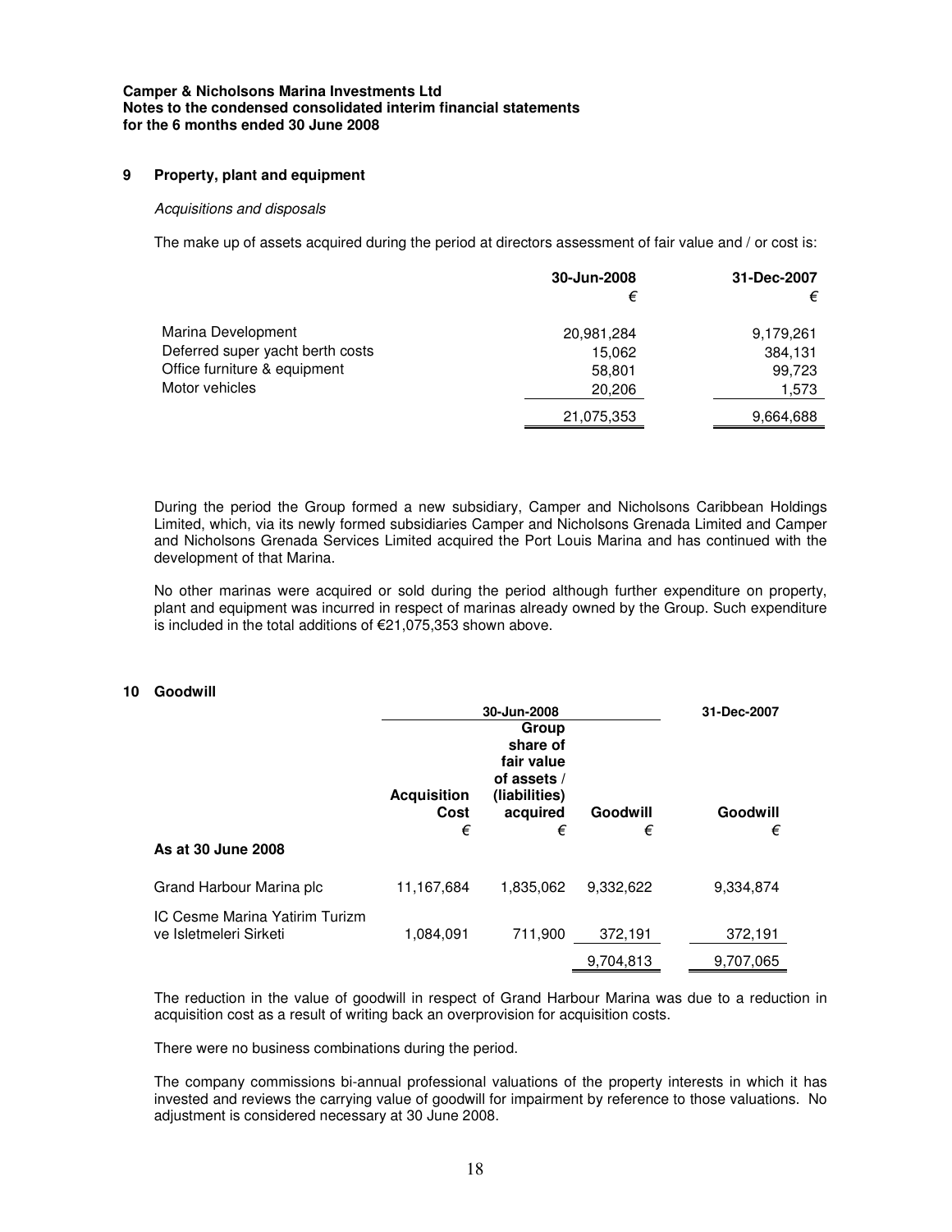**Camper & Nicholsons Marina Investments Ltd**
**Notes to the condensed consolidated interim financial statements**
**for the 6 months ended 30 June 2008**

## 9 Property, plant and equipment

*Acquisitions and disposals*

The make up of assets acquired during the period at directors assessment of fair value and / or cost is:

| | 30-Jun-2008 | 31-Dec-2007 |
|---|---|---|
| | € | € |
| Marina Development | 20,981,284 | 9,179,261 |
| Deferred super yacht berth costs | 15,062 | 384,131 |
| Office furniture & equipment | 58,801 | 99,723 |
| Motor vehicles | 20,206 | 1,573 |
| | 21,075,353 | 9,664,688 |

During the period the Group formed a new subsidiary, Camper and Nicholsons Caribbean Holdings Limited, which, via its newly formed subsidiaries Camper and Nicholsons Grenada Limited and Camper and Nicholsons Grenada Services Limited acquired the Port Louis Marina and has continued with the development of that Marina.

No other marinas were acquired or sold during the period although further expenditure on property, plant and equipment was incurred in respect of marinas already owned by the Group. Such expenditure is included in the total additions of €21,075,353 shown above.

## 10 Goodwill

| | 30-Jun-2008 | | | 31-Dec-2007 |
|---|---|---|---|---|
| | Acquisition Cost | Group share of fair value of assets / (liabilities) acquired | Goodwill | Goodwill |
| | € | € | € | € |
| **As at 30 June 2008** | | | | |
| Grand Harbour Marina plc | 11,167,684 | 1,835,062 | 9,332,622 | 9,334,874 |
| IC Cesme Marina Yatirim Turizm ve Isletmeleri Sirketi | 1,084,091 | 711,900 | 372,191 | 372,191 |
| | | | 9,704,813 | 9,707,065 |

The reduction in the value of goodwill in respect of Grand Harbour Marina was due to a reduction in acquisition cost as a result of writing back an overprovision for acquisition costs.

There were no business combinations during the period.

The company commissions bi-annual professional valuations of the property interests in which it has invested and reviews the carrying value of goodwill for impairment by reference to those valuations. No adjustment is considered necessary at 30 June 2008.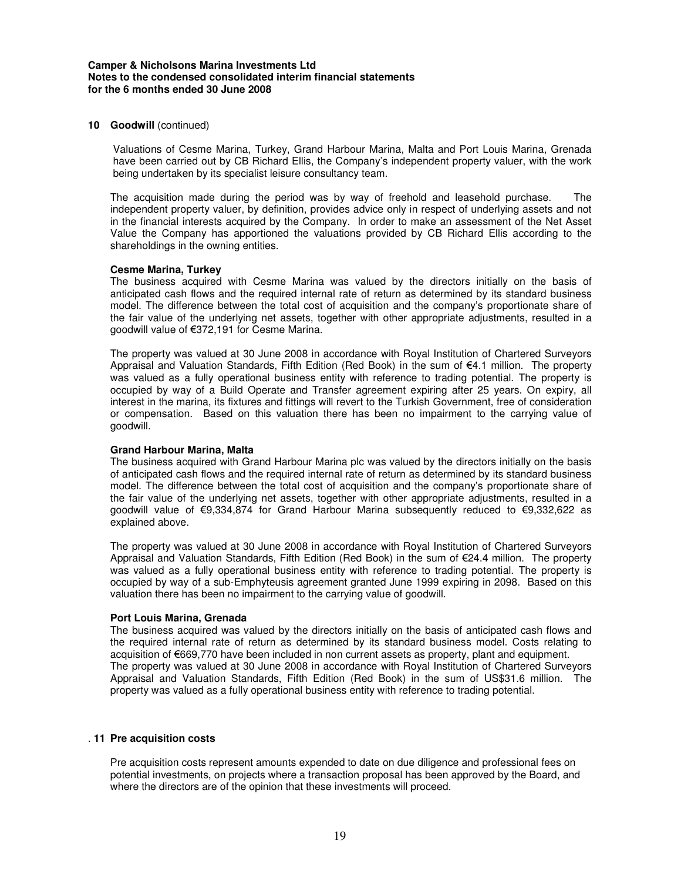## 10 Goodwill (continued)

Valuations of Cesme Marina, Turkey, Grand Harbour Marina, Malta and Port Louis Marina, Grenada have been carried out by CB Richard Ellis, the Company's independent property valuer, with the work being undertaken by its specialist leisure consultancy team.

The acquisition made during the period was by way of freehold and leasehold purchase. The independent property valuer, by definition, provides advice only in respect of underlying assets and not in the financial interests acquired by the Company. In order to make an assessment of the Net Asset Value the Company has apportioned the valuations provided by CB Richard Ellis according to the shareholdings in the owning entities.

**Cesme Marina, Turkey**

The business acquired with Cesme Marina was valued by the directors initially on the basis of anticipated cash flows and the required internal rate of return as determined by its standard business model. The difference between the total cost of acquisition and the company's proportionate share of the fair value of the underlying net assets, together with other appropriate adjustments, resulted in a goodwill value of €372,191 for Cesme Marina.

The property was valued at 30 June 2008 in accordance with Royal Institution of Chartered Surveyors Appraisal and Valuation Standards, Fifth Edition (Red Book) in the sum of €4.1 million. The property was valued as a fully operational business entity with reference to trading potential. The property is occupied by way of a Build Operate and Transfer agreement expiring after 25 years. On expiry, all interest in the marina, its fixtures and fittings will revert to the Turkish Government, free of consideration or compensation. Based on this valuation there has been no impairment to the carrying value of goodwill.

**Grand Harbour Marina, Malta**

The business acquired with Grand Harbour Marina plc was valued by the directors initially on the basis of anticipated cash flows and the required internal rate of return as determined by its standard business model. The difference between the total cost of acquisition and the company's proportionate share of the fair value of the underlying net assets, together with other appropriate adjustments, resulted in a goodwill value of €9,334,874 for Grand Harbour Marina subsequently reduced to €9,332,622 as explained above.

The property was valued at 30 June 2008 in accordance with Royal Institution of Chartered Surveyors Appraisal and Valuation Standards, Fifth Edition (Red Book) in the sum of €24.4 million. The property was valued as a fully operational business entity with reference to trading potential. The property is occupied by way of a sub-Emphyteusis agreement granted June 1999 expiring in 2098. Based on this valuation there has been no impairment to the carrying value of goodwill.

**Port Louis Marina, Grenada**

The business acquired was valued by the directors initially on the basis of anticipated cash flows and the required internal rate of return as determined by its standard business model. Costs relating to acquisition of €669,770 have been included in non current assets as property, plant and equipment.
The property was valued at 30 June 2008 in accordance with Royal Institution of Chartered Surveyors Appraisal and Valuation Standards, Fifth Edition (Red Book) in the sum of US$31.6 million. The property was valued as a fully operational business entity with reference to trading potential.

## 11 Pre acquisition costs

Pre acquisition costs represent amounts expended to date on due diligence and professional fees on potential investments, on projects where a transaction proposal has been approved by the Board, and where the directors are of the opinion that these investments will proceed.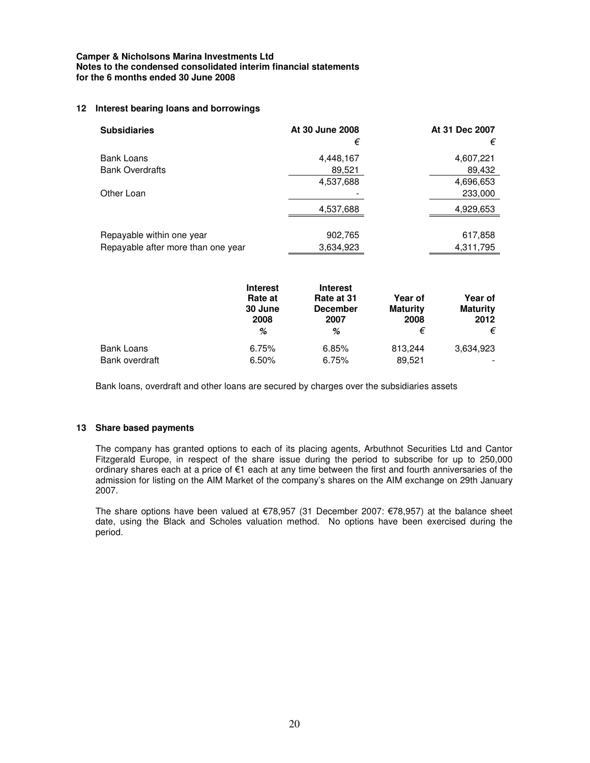**Camper & Nicholsons Marina Investments Ltd**
**Notes to the condensed consolidated interim financial statements**
**for the 6 months ended 30 June 2008**

## 12 Interest bearing loans and borrowings

| **Subsidiaries** | **At 30 June 2008** | **At 31 Dec 2007** |
|---|---|---|
| | € | € |
| Bank Loans | 4,448,167 | 4,607,221 |
| Bank Overdrafts | 89,521 | 89,432 |
| | 4,537,688 | 4,696,653 |
| Other Loan | - | 233,000 |
| | 4,537,688 | 4,929,653 |
| Repayable within one year | 902,765 | 617,858 |
| Repayable after more than one year | 3,634,923 | 4,311,795 |

| | **Interest Rate at 30 June 2008** | **Interest Rate at 31 December 2007** | **Year of Maturity 2008** | **Year of Maturity 2012** |
|---|---|---|---|---|
| | % | % | € | € |
| Bank Loans | 6.75% | 6.85% | 813,244 | 3,634,923 |
| Bank overdraft | 6.50% | 6.75% | 89,521 | - |

Bank loans, overdraft and other loans are secured by charges over the subsidiaries assets

## 13 Share based payments

The company has granted options to each of its placing agents, Arbuthnot Securities Ltd and Cantor Fitzgerald Europe, in respect of the share issue during the period to subscribe for up to 250,000 ordinary shares each at a price of €1 each at any time between the first and fourth anniversaries of the admission for listing on the AIM Market of the company's shares on the AIM exchange on 29th January 2007.

The share options have been valued at €78,957 (31 December 2007: €78,957) at the balance sheet date, using the Black and Scholes valuation method. No options have been exercised during the period.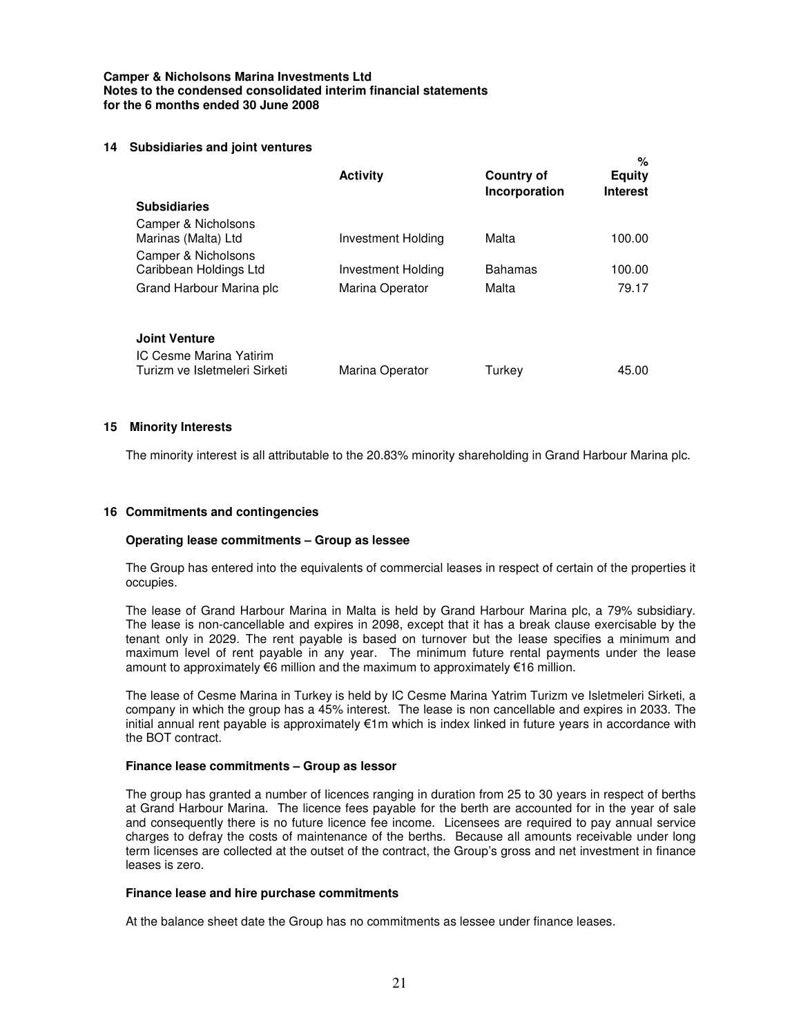**Camper & Nicholsons Marina Investments Ltd**
**Notes to the condensed consolidated interim financial statements**
**for the 6 months ended 30 June 2008**

## 14 Subsidiaries and joint ventures

| | Activity | Country of Incorporation | % Equity Interest |
|---|---|---|---|
| **Subsidiaries** | | | |
| Camper & Nicholsons Marinas (Malta) Ltd | Investment Holding | Malta | 100.00 |
| Camper & Nicholsons Caribbean Holdings Ltd | Investment Holding | Bahamas | 100.00 |
| Grand Harbour Marina plc | Marina Operator | Malta | 79.17 |
| **Joint Venture** | | | |
| IC Cesme Marina Yatirim Turizm ve Isletmeleri Sirketi | Marina Operator | Turkey | 45.00 |

## 15 Minority Interests

The minority interest is all attributable to the 20.83% minority shareholding in Grand Harbour Marina plc.

## 16 Commitments and contingencies

**Operating lease commitments – Group as lessee**

The Group has entered into the equivalents of commercial leases in respect of certain of the properties it occupies.

The lease of Grand Harbour Marina in Malta is held by Grand Harbour Marina plc, a 79% subsidiary. The lease is non-cancellable and expires in 2098, except that it has a break clause exercisable by the tenant only in 2029. The rent payable is based on turnover but the lease specifies a minimum and maximum level of rent payable in any year. The minimum future rental payments under the lease amount to approximately €6 million and the maximum to approximately €16 million.

The lease of Cesme Marina in Turkey is held by IC Cesme Marina Yatrim Turizm ve Isletmeleri Sirketi, a company in which the group has a 45% interest. The lease is non cancellable and expires in 2033. The initial annual rent payable is approximately €1m which is index linked in future years in accordance with the BOT contract.

**Finance lease commitments – Group as lessor**

The group has granted a number of licences ranging in duration from 25 to 30 years in respect of berths at Grand Harbour Marina. The licence fees payable for the berth are accounted for in the year of sale and consequently there is no future licence fee income. Licensees are required to pay annual service charges to defray the costs of maintenance of the berths. Because all amounts receivable under long term licenses are collected at the outset of the contract, the Group's gross and net investment in finance leases is zero.

**Finance lease and hire purchase commitments**

At the balance sheet date the Group has no commitments as lessee under finance leases.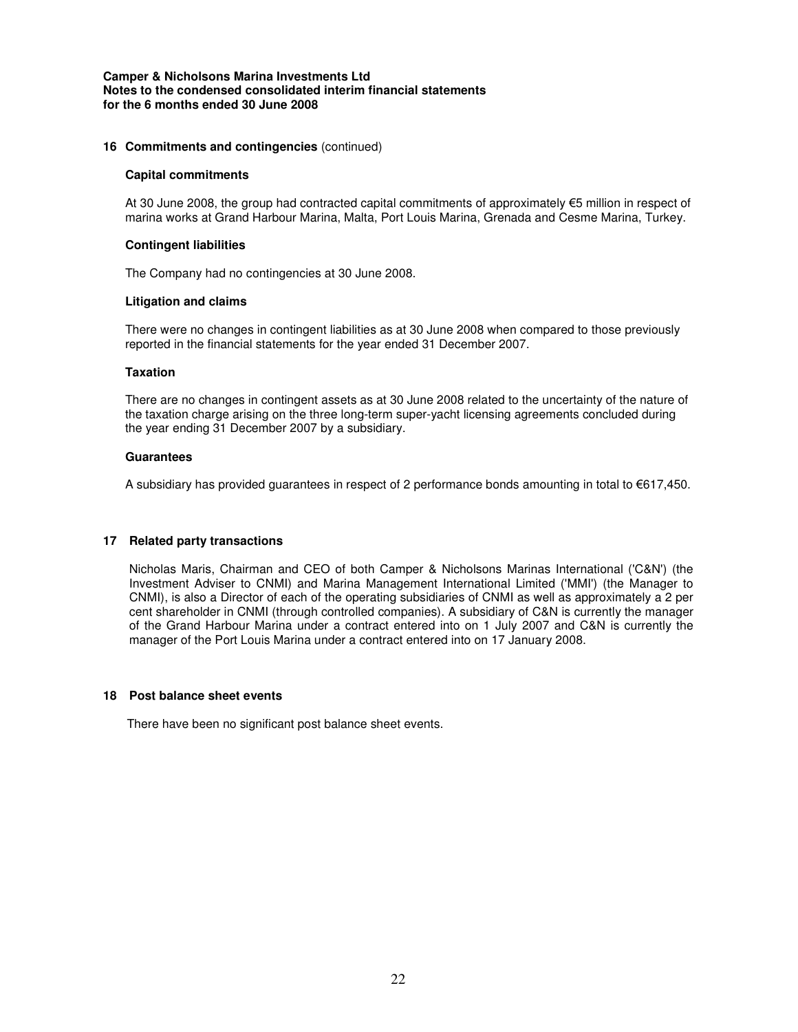**16 Commitments and contingencies** (continued)

**Capital commitments**

At 30 June 2008, the group had contracted capital commitments of approximately €5 million in respect of marina works at Grand Harbour Marina, Malta, Port Louis Marina, Grenada and Cesme Marina, Turkey.

**Contingent liabilities**

The Company had no contingencies at 30 June 2008.

**Litigation and claims**

There were no changes in contingent liabilities as at 30 June 2008 when compared to those previously reported in the financial statements for the year ended 31 December 2007.

**Taxation**

There are no changes in contingent assets as at 30 June 2008 related to the uncertainty of the nature of the taxation charge arising on the three long-term super-yacht licensing agreements concluded during the year ending 31 December 2007 by a subsidiary.

**Guarantees**

A subsidiary has provided guarantees in respect of 2 performance bonds amounting in total to €617,450.

**17 Related party transactions**

Nicholas Maris, Chairman and CEO of both Camper & Nicholsons Marinas International ('C&N') (the Investment Adviser to CNMI) and Marina Management International Limited ('MMI') (the Manager to CNMI), is also a Director of each of the operating subsidiaries of CNMI as well as approximately a 2 per cent shareholder in CNMI (through controlled companies). A subsidiary of C&N is currently the manager of the Grand Harbour Marina under a contract entered into on 1 July 2007 and C&N is currently the manager of the Port Louis Marina under a contract entered into on 17 January 2008.

**18 Post balance sheet events**

There have been no significant post balance sheet events.